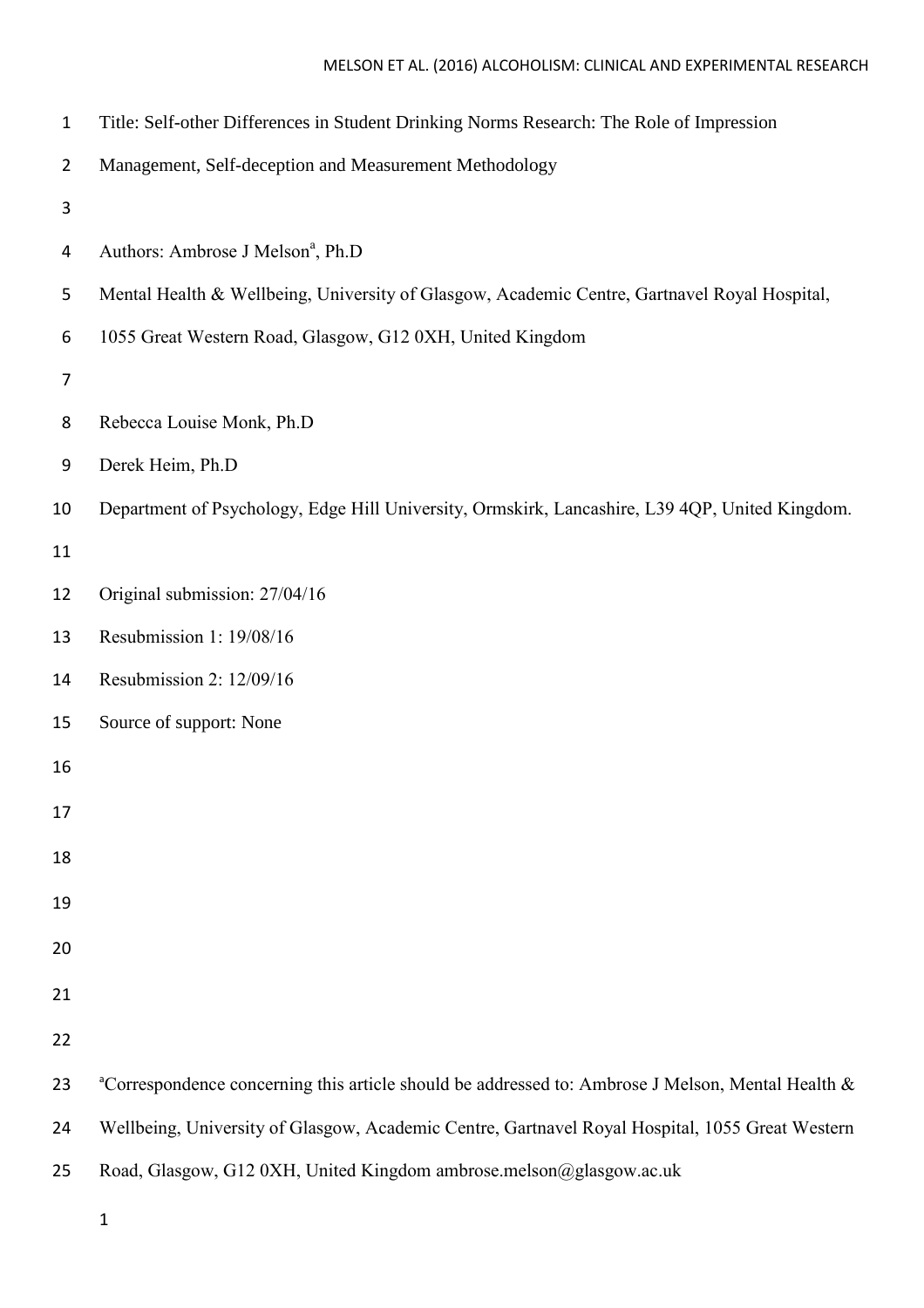Title: Self-other Differences in Student Drinking Norms Research: The Role of Impression Management, Self-deception and Measurement Methodology

Authors: Ambrose J Melson[a], Ph.D

Mental Health & Wellbeing, University of Glasgow, Academic Centre, Gartnavel Royal Hospital, 1055 Great Western Road, Glasgow, G12 0XH, United Kingdom

Rebecca Louise Monk, Ph.D

Derek Heim, Ph.D

Department of Psychology, Edge Hill University, Ormskirk, Lancashire, L39 4QP, United Kingdom.

Original submission: 27/04/16

Resubmission 1: 19/08/16

Resubmission 2: 12/09/16

Source of support: None

[a]Correspondence concerning this article should be addressed to: Ambrose J Melson, Mental Health & Wellbeing, University of Glasgow, Academic Centre, Gartnavel Royal Hospital, 1055 Great Western Road, Glasgow, G12 0XH, United Kingdom ambrose.melson@glasgow.ac.uk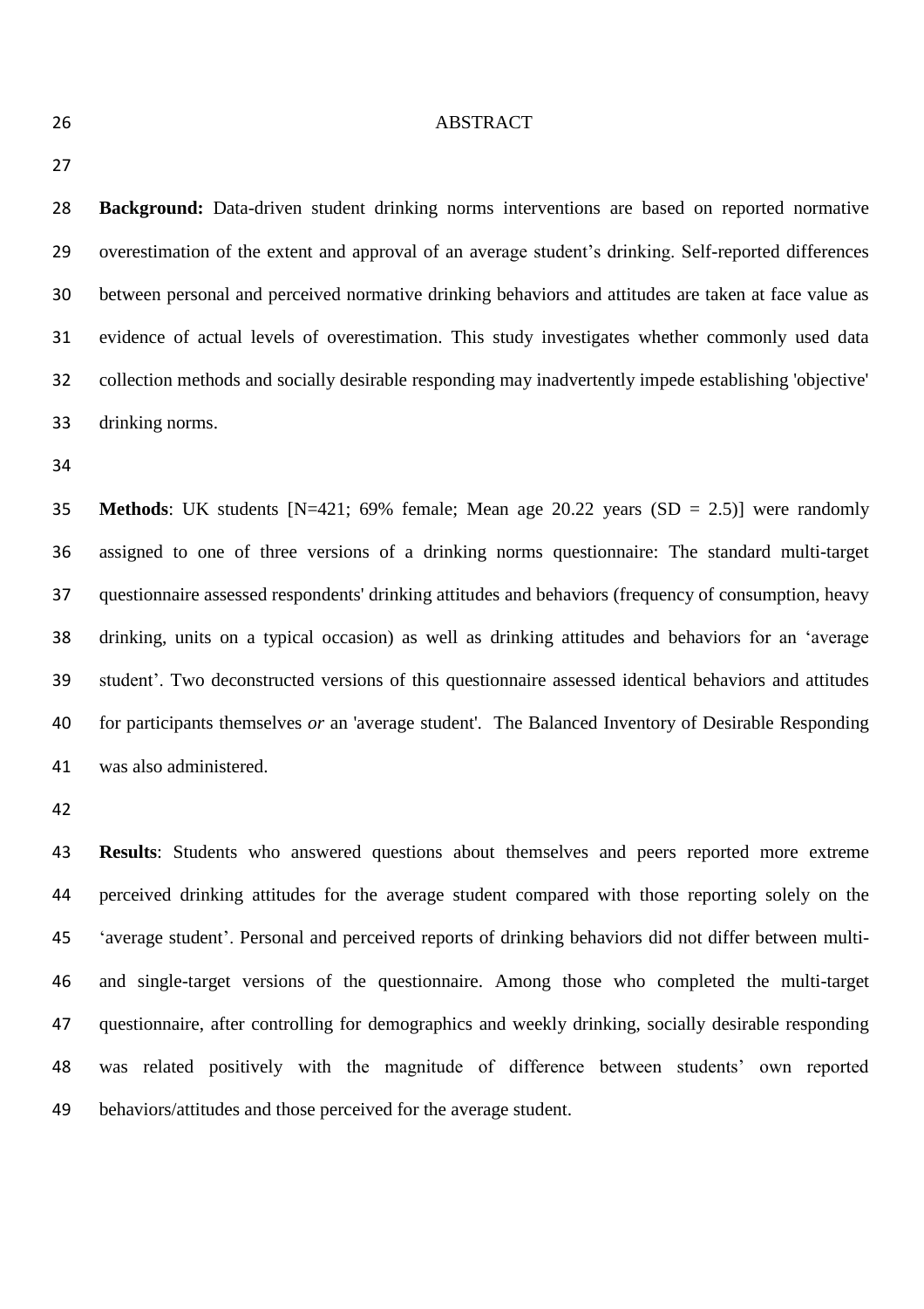# ABSTRACT

**Background:** Data-driven student drinking norms interventions are based on reported normative overestimation of the extent and approval of an average student's drinking. Self-reported differences between personal and perceived normative drinking behaviors and attitudes are taken at face value as evidence of actual levels of overestimation. This study investigates whether commonly used data collection methods and socially desirable responding may inadvertently impede establishing 'objective' drinking norms.

**Methods**: UK students [N=421; 69% female; Mean age 20.22 years (SD = 2.5)] were randomly assigned to one of three versions of a drinking norms questionnaire: The standard multi-target questionnaire assessed respondents' drinking attitudes and behaviors (frequency of consumption, heavy drinking, units on a typical occasion) as well as drinking attitudes and behaviors for an 'average student'. Two deconstructed versions of this questionnaire assessed identical behaviors and attitudes for participants themselves *or* an 'average student'. The Balanced Inventory of Desirable Responding was also administered.

**Results**: Students who answered questions about themselves and peers reported more extreme perceived drinking attitudes for the average student compared with those reporting solely on the 'average student'. Personal and perceived reports of drinking behaviors did not differ between multi- and single-target versions of the questionnaire. Among those who completed the multi-target questionnaire, after controlling for demographics and weekly drinking, socially desirable responding was related positively with the magnitude of difference between students' own reported behaviors/attitudes and those perceived for the average student.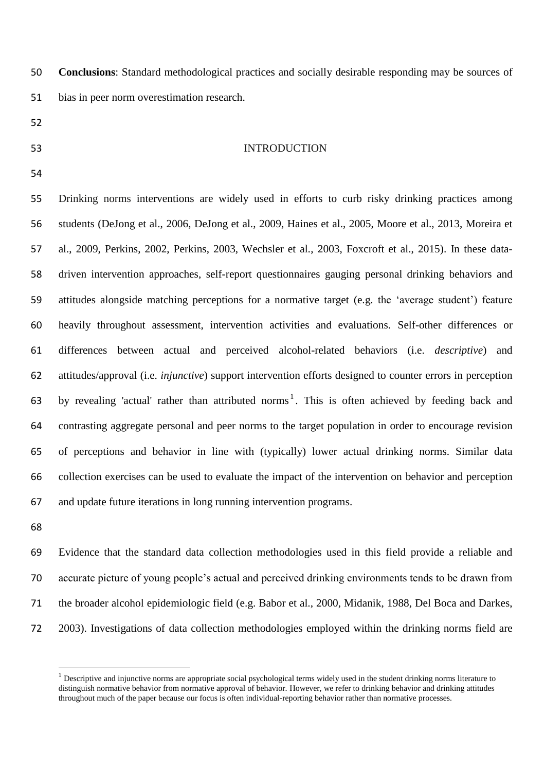**Conclusions**: Standard methodological practices and socially desirable responding may be sources of bias in peer norm overestimation research.

## INTRODUCTION

Drinking norms interventions are widely used in efforts to curb risky drinking practices among students (DeJong et al., 2006, DeJong et al., 2009, Haines et al., 2005, Moore et al., 2013, Moreira et al., 2009, Perkins, 2002, Perkins, 2003, Wechsler et al., 2003, Foxcroft et al., 2015). In these data-driven intervention approaches, self-report questionnaires gauging personal drinking behaviors and attitudes alongside matching perceptions for a normative target (e.g. the 'average student') feature heavily throughout assessment, intervention activities and evaluations. Self-other differences or differences between actual and perceived alcohol-related behaviors (i.e. *descriptive*) and attitudes/approval (i.e. *injunctive*) support intervention efforts designed to counter errors in perception by revealing 'actual' rather than attributed norms[1]. This is often achieved by feeding back and contrasting aggregate personal and peer norms to the target population in order to encourage revision of perceptions and behavior in line with (typically) lower actual drinking norms. Similar data collection exercises can be used to evaluate the impact of the intervention on behavior and perception and update future iterations in long running intervention programs.

Evidence that the standard data collection methodologies used in this field provide a reliable and accurate picture of young people's actual and perceived drinking environments tends to be drawn from the broader alcohol epidemiologic field (e.g. Babor et al., 2000, Midanik, 1988, Del Boca and Darkes, 2003). Investigations of data collection methodologies employed within the drinking norms field are

[1] Descriptive and injunctive norms are appropriate social psychological terms widely used in the student drinking norms literature to distinguish normative behavior from normative approval of behavior. However, we refer to drinking behavior and drinking attitudes throughout much of the paper because our focus is often individual-reporting behavior rather than normative processes.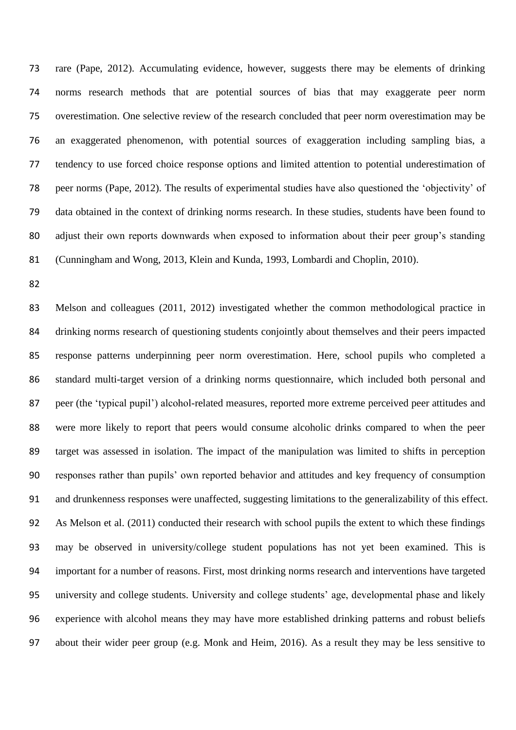rare (Pape, 2012). Accumulating evidence, however, suggests there may be elements of drinking norms research methods that are potential sources of bias that may exaggerate peer norm overestimation. One selective review of the research concluded that peer norm overestimation may be an exaggerated phenomenon, with potential sources of exaggeration including sampling bias, a tendency to use forced choice response options and limited attention to potential underestimation of peer norms (Pape, 2012). The results of experimental studies have also questioned the 'objectivity' of data obtained in the context of drinking norms research. In these studies, students have been found to adjust their own reports downwards when exposed to information about their peer group's standing (Cunningham and Wong, 2013, Klein and Kunda, 1993, Lombardi and Choplin, 2010).

Melson and colleagues (2011, 2012) investigated whether the common methodological practice in drinking norms research of questioning students conjointly about themselves and their peers impacted response patterns underpinning peer norm overestimation. Here, school pupils who completed a standard multi-target version of a drinking norms questionnaire, which included both personal and peer (the 'typical pupil') alcohol-related measures, reported more extreme perceived peer attitudes and were more likely to report that peers would consume alcoholic drinks compared to when the peer target was assessed in isolation. The impact of the manipulation was limited to shifts in perception responses rather than pupils' own reported behavior and attitudes and key frequency of consumption and drunkenness responses were unaffected, suggesting limitations to the generalizability of this effect. As Melson et al. (2011) conducted their research with school pupils the extent to which these findings may be observed in university/college student populations has not yet been examined. This is important for a number of reasons. First, most drinking norms research and interventions have targeted university and college students. University and college students' age, developmental phase and likely experience with alcohol means they may have more established drinking patterns and robust beliefs about their wider peer group (e.g. Monk and Heim, 2016). As a result they may be less sensitive to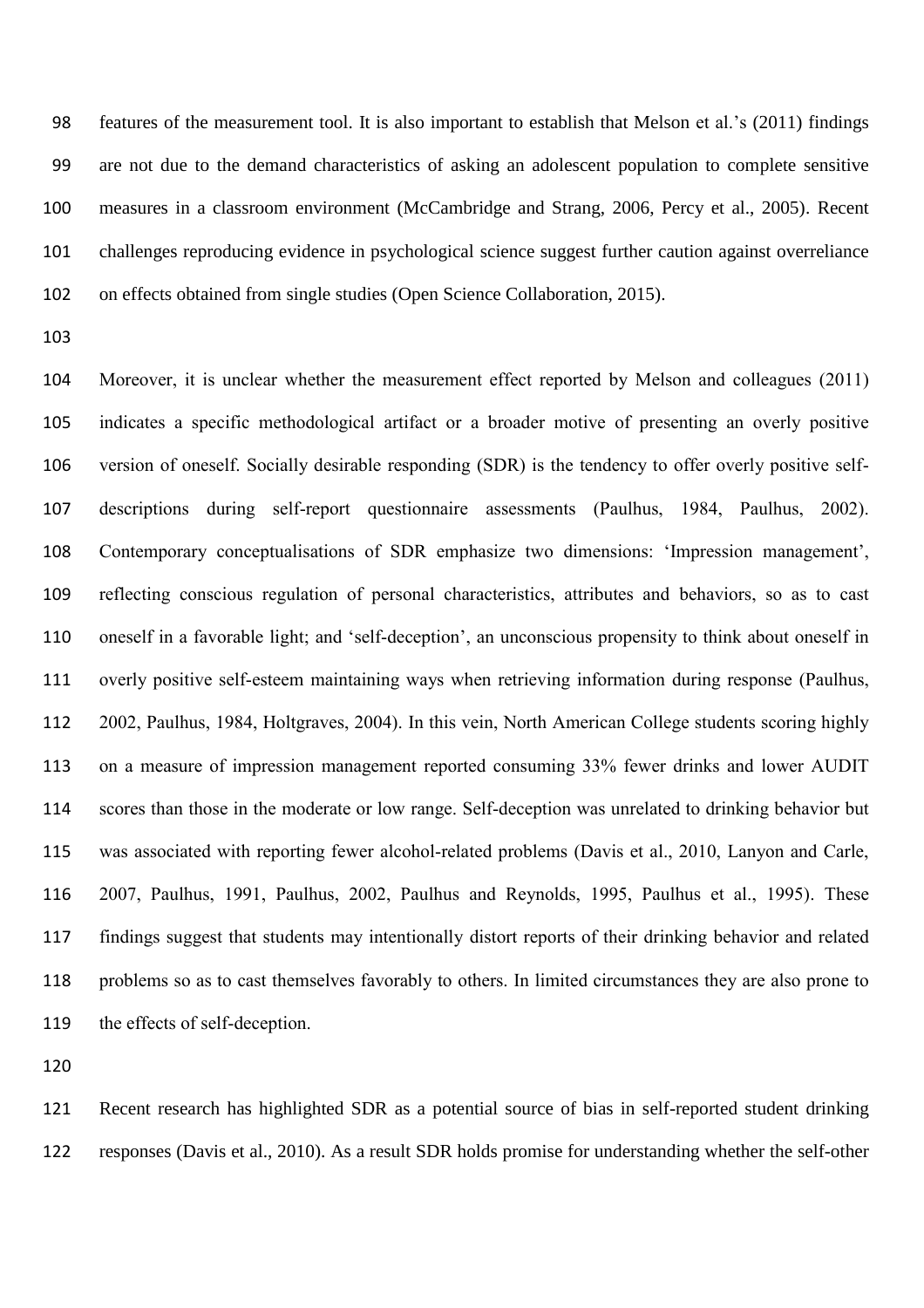features of the measurement tool. It is also important to establish that Melson et al.'s (2011) findings are not due to the demand characteristics of asking an adolescent population to complete sensitive measures in a classroom environment (McCambridge and Strang, 2006, Percy et al., 2005). Recent challenges reproducing evidence in psychological science suggest further caution against overreliance on effects obtained from single studies (Open Science Collaboration, 2015).

Moreover, it is unclear whether the measurement effect reported by Melson and colleagues (2011) indicates a specific methodological artifact or a broader motive of presenting an overly positive version of oneself. Socially desirable responding (SDR) is the tendency to offer overly positive self-descriptions during self-report questionnaire assessments (Paulhus, 1984, Paulhus, 2002). Contemporary conceptualisations of SDR emphasize two dimensions: 'Impression management', reflecting conscious regulation of personal characteristics, attributes and behaviors, so as to cast oneself in a favorable light; and 'self-deception', an unconscious propensity to think about oneself in overly positive self-esteem maintaining ways when retrieving information during response (Paulhus, 2002, Paulhus, 1984, Holtgraves, 2004). In this vein, North American College students scoring highly on a measure of impression management reported consuming 33% fewer drinks and lower AUDIT scores than those in the moderate or low range. Self-deception was unrelated to drinking behavior but was associated with reporting fewer alcohol-related problems (Davis et al., 2010, Lanyon and Carle, 2007, Paulhus, 1991, Paulhus, 2002, Paulhus and Reynolds, 1995, Paulhus et al., 1995). These findings suggest that students may intentionally distort reports of their drinking behavior and related problems so as to cast themselves favorably to others. In limited circumstances they are also prone to the effects of self-deception.

Recent research has highlighted SDR as a potential source of bias in self-reported student drinking responses (Davis et al., 2010). As a result SDR holds promise for understanding whether the self-other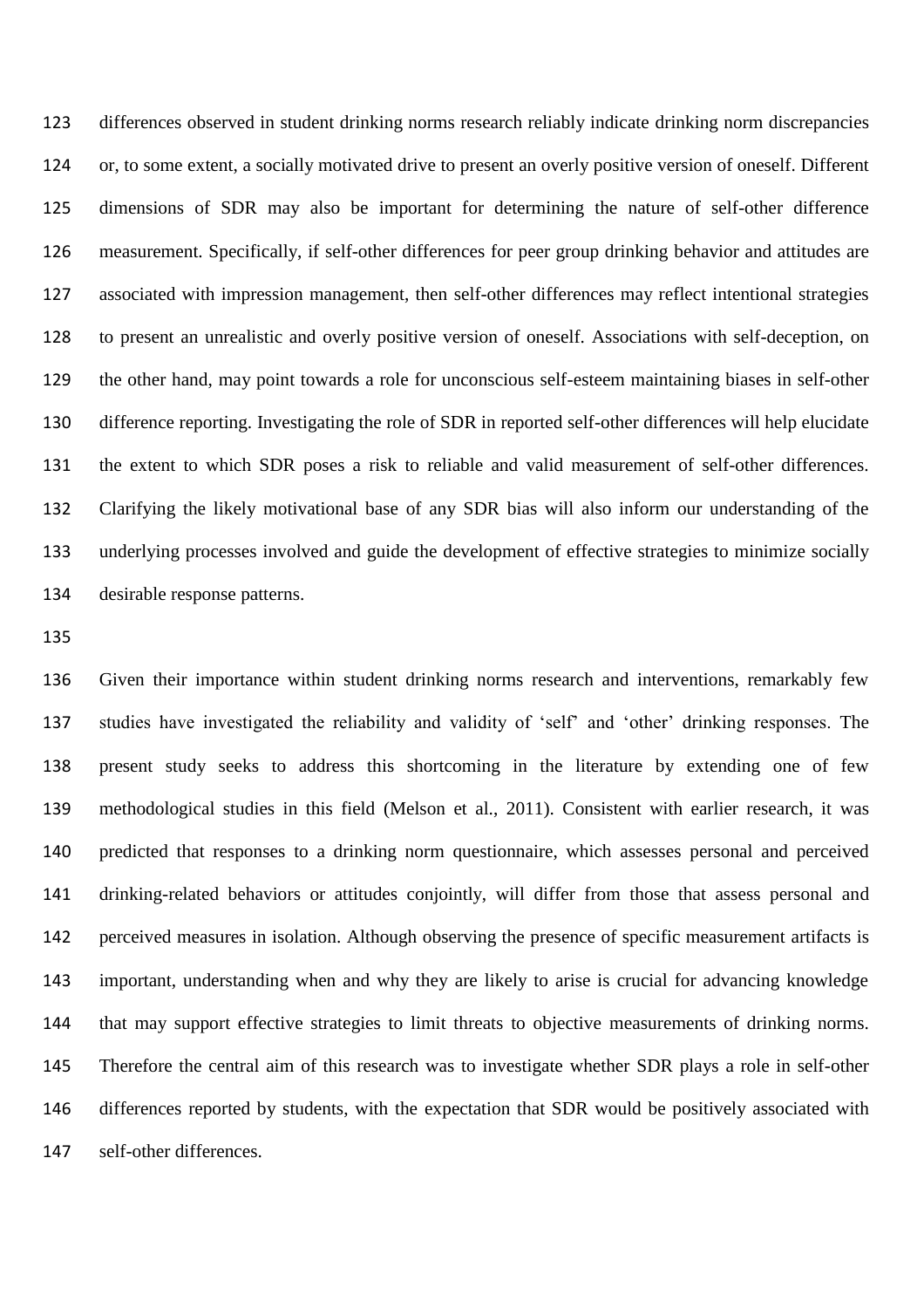differences observed in student drinking norms research reliably indicate drinking norm discrepancies or, to some extent, a socially motivated drive to present an overly positive version of oneself. Different dimensions of SDR may also be important for determining the nature of self-other difference measurement. Specifically, if self-other differences for peer group drinking behavior and attitudes are associated with impression management, then self-other differences may reflect intentional strategies to present an unrealistic and overly positive version of oneself. Associations with self-deception, on the other hand, may point towards a role for unconscious self-esteem maintaining biases in self-other difference reporting. Investigating the role of SDR in reported self-other differences will help elucidate the extent to which SDR poses a risk to reliable and valid measurement of self-other differences. Clarifying the likely motivational base of any SDR bias will also inform our understanding of the underlying processes involved and guide the development of effective strategies to minimize socially desirable response patterns.

Given their importance within student drinking norms research and interventions, remarkably few studies have investigated the reliability and validity of 'self' and 'other' drinking responses. The present study seeks to address this shortcoming in the literature by extending one of few methodological studies in this field (Melson et al., 2011). Consistent with earlier research, it was predicted that responses to a drinking norm questionnaire, which assesses personal and perceived drinking-related behaviors or attitudes conjointly, will differ from those that assess personal and perceived measures in isolation. Although observing the presence of specific measurement artifacts is important, understanding when and why they are likely to arise is crucial for advancing knowledge that may support effective strategies to limit threats to objective measurements of drinking norms. Therefore the central aim of this research was to investigate whether SDR plays a role in self-other differences reported by students, with the expectation that SDR would be positively associated with self-other differences.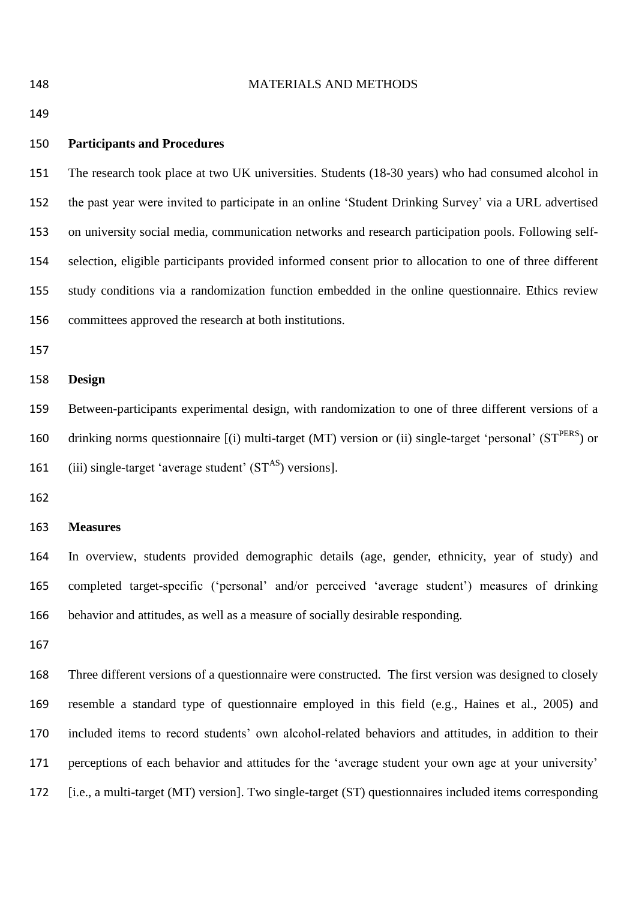# MATERIALS AND METHODS

## Participants and Procedures

The research took place at two UK universities. Students (18-30 years) who had consumed alcohol in the past year were invited to participate in an online 'Student Drinking Survey' via a URL advertised on university social media, communication networks and research participation pools. Following self-selection, eligible participants provided informed consent prior to allocation to one of three different study conditions via a randomization function embedded in the online questionnaire. Ethics review committees approved the research at both institutions.

## Design

Between-participants experimental design, with randomization to one of three different versions of a drinking norms questionnaire [(i) multi-target (MT) version or (ii) single-target 'personal' ($ST^{PERS}$) or (iii) single-target 'average student' ($ST^{AS}$) versions].

## Measures

In overview, students provided demographic details (age, gender, ethnicity, year of study) and completed target-specific ('personal' and/or perceived 'average student') measures of drinking behavior and attitudes, as well as a measure of socially desirable responding.

Three different versions of a questionnaire were constructed. The first version was designed to closely resemble a standard type of questionnaire employed in this field (e.g., Haines et al., 2005) and included items to record students' own alcohol-related behaviors and attitudes, in addition to their perceptions of each behavior and attitudes for the 'average student your own age at your university' [i.e., a multi-target (MT) version]. Two single-target (ST) questionnaires included items corresponding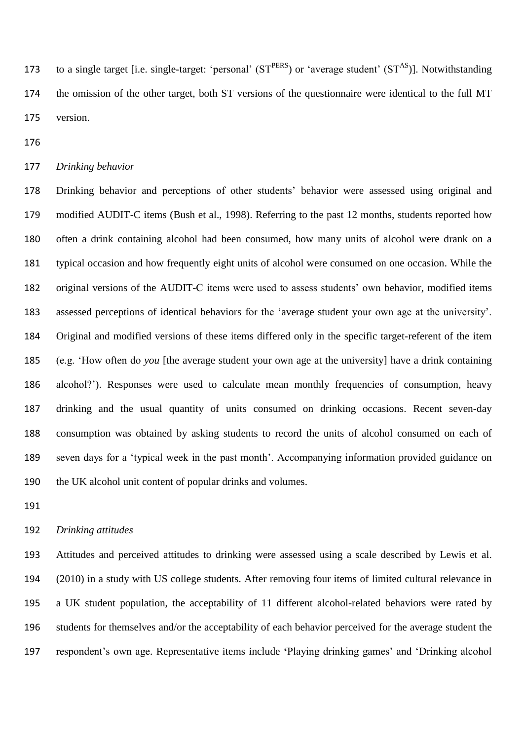to a single target [i.e. single-target: 'personal' ($ST^{PERS}$) or 'average student' ($ST^{AS}$)]. Notwithstanding the omission of the other target, both ST versions of the questionnaire were identical to the full MT version.

*Drinking behavior*

Drinking behavior and perceptions of other students' behavior were assessed using original and modified AUDIT-C items (Bush et al., 1998). Referring to the past 12 months, students reported how often a drink containing alcohol had been consumed, how many units of alcohol were drank on a typical occasion and how frequently eight units of alcohol were consumed on one occasion. While the original versions of the AUDIT-C items were used to assess students' own behavior, modified items assessed perceptions of identical behaviors for the 'average student your own age at the university'. Original and modified versions of these items differed only in the specific target-referent of the item (e.g. 'How often do *you* [the average student your own age at the university] have a drink containing alcohol?'). Responses were used to calculate mean monthly frequencies of consumption, heavy drinking and the usual quantity of units consumed on drinking occasions. Recent seven-day consumption was obtained by asking students to record the units of alcohol consumed on each of seven days for a 'typical week in the past month'. Accompanying information provided guidance on the UK alcohol unit content of popular drinks and volumes.

*Drinking attitudes*

Attitudes and perceived attitudes to drinking were assessed using a scale described by Lewis et al. (2010) in a study with US college students. After removing four items of limited cultural relevance in a UK student population, the acceptability of 11 different alcohol-related behaviors were rated by students for themselves and/or the acceptability of each behavior perceived for the average student the respondent's own age. Representative items include 'Playing drinking games' and 'Drinking alcohol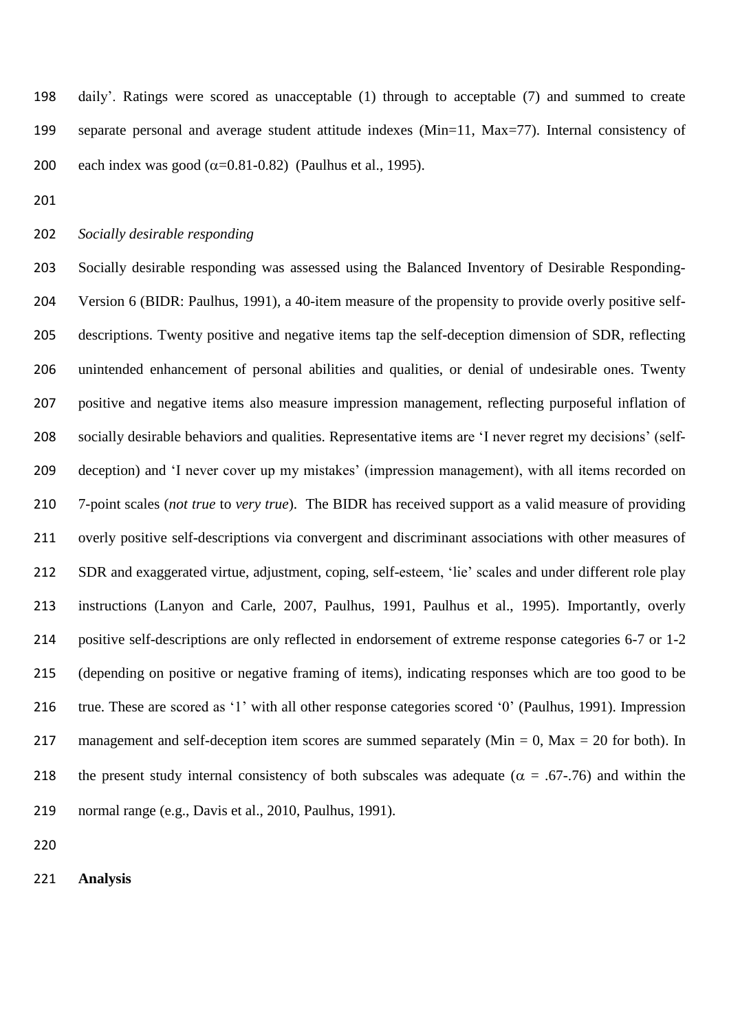daily'. Ratings were scored as unacceptable (1) through to acceptable (7) and summed to create separate personal and average student attitude indexes (Min=11, Max=77). Internal consistency of each index was good ($\alpha$=0.81-0.82) (Paulhus et al., 1995).

*Socially desirable responding*

Socially desirable responding was assessed using the Balanced Inventory of Desirable Responding-Version 6 (BIDR: Paulhus, 1991), a 40-item measure of the propensity to provide overly positive self-descriptions. Twenty positive and negative items tap the self-deception dimension of SDR, reflecting unintended enhancement of personal abilities and qualities, or denial of undesirable ones. Twenty positive and negative items also measure impression management, reflecting purposeful inflation of socially desirable behaviors and qualities. Representative items are 'I never regret my decisions' (self-deception) and 'I never cover up my mistakes' (impression management), with all items recorded on 7-point scales (*not true* to *very true*). The BIDR has received support as a valid measure of providing overly positive self-descriptions via convergent and discriminant associations with other measures of SDR and exaggerated virtue, adjustment, coping, self-esteem, 'lie' scales and under different role play instructions (Lanyon and Carle, 2007, Paulhus, 1991, Paulhus et al., 1995). Importantly, overly positive self-descriptions are only reflected in endorsement of extreme response categories 6-7 or 1-2 (depending on positive or negative framing of items), indicating responses which are too good to be true. These are scored as '1' with all other response categories scored '0' (Paulhus, 1991). Impression management and self-deception item scores are summed separately (Min = 0, Max = 20 for both). In the present study internal consistency of both subscales was adequate ($\alpha$ = .67-.76) and within the normal range (e.g., Davis et al., 2010, Paulhus, 1991).

**Analysis**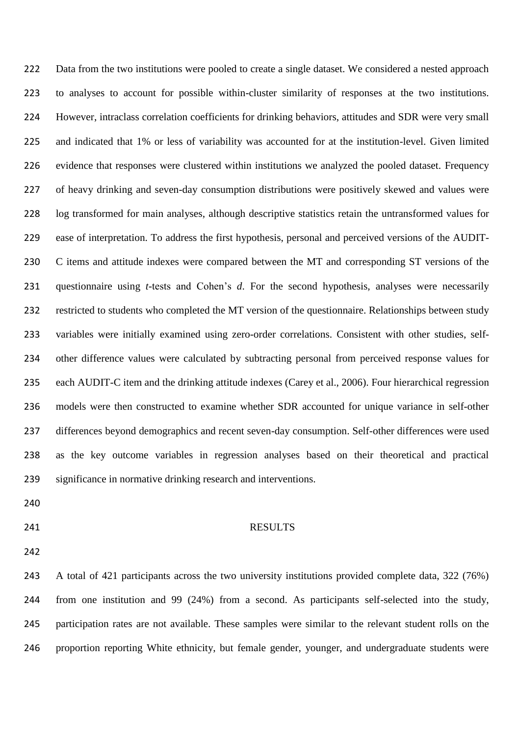Data from the two institutions were pooled to create a single dataset. We considered a nested approach to analyses to account for possible within-cluster similarity of responses at the two institutions. However, intraclass correlation coefficients for drinking behaviors, attitudes and SDR were very small and indicated that 1% or less of variability was accounted for at the institution-level. Given limited evidence that responses were clustered within institutions we analyzed the pooled dataset. Frequency of heavy drinking and seven-day consumption distributions were positively skewed and values were log transformed for main analyses, although descriptive statistics retain the untransformed values for ease of interpretation. To address the first hypothesis, personal and perceived versions of the AUDIT-C items and attitude indexes were compared between the MT and corresponding ST versions of the questionnaire using *t*-tests and Cohen's *d*. For the second hypothesis, analyses were necessarily restricted to students who completed the MT version of the questionnaire. Relationships between study variables were initially examined using zero-order correlations. Consistent with other studies, self-other difference values were calculated by subtracting personal from perceived response values for each AUDIT-C item and the drinking attitude indexes (Carey et al., 2006). Four hierarchical regression models were then constructed to examine whether SDR accounted for unique variance in self-other differences beyond demographics and recent seven-day consumption. Self-other differences were used as the key outcome variables in regression analyses based on their theoretical and practical significance in normative drinking research and interventions.

## RESULTS

A total of 421 participants across the two university institutions provided complete data, 322 (76%) from one institution and 99 (24%) from a second. As participants self-selected into the study, participation rates are not available. These samples were similar to the relevant student rolls on the proportion reporting White ethnicity, but female gender, younger, and undergraduate students were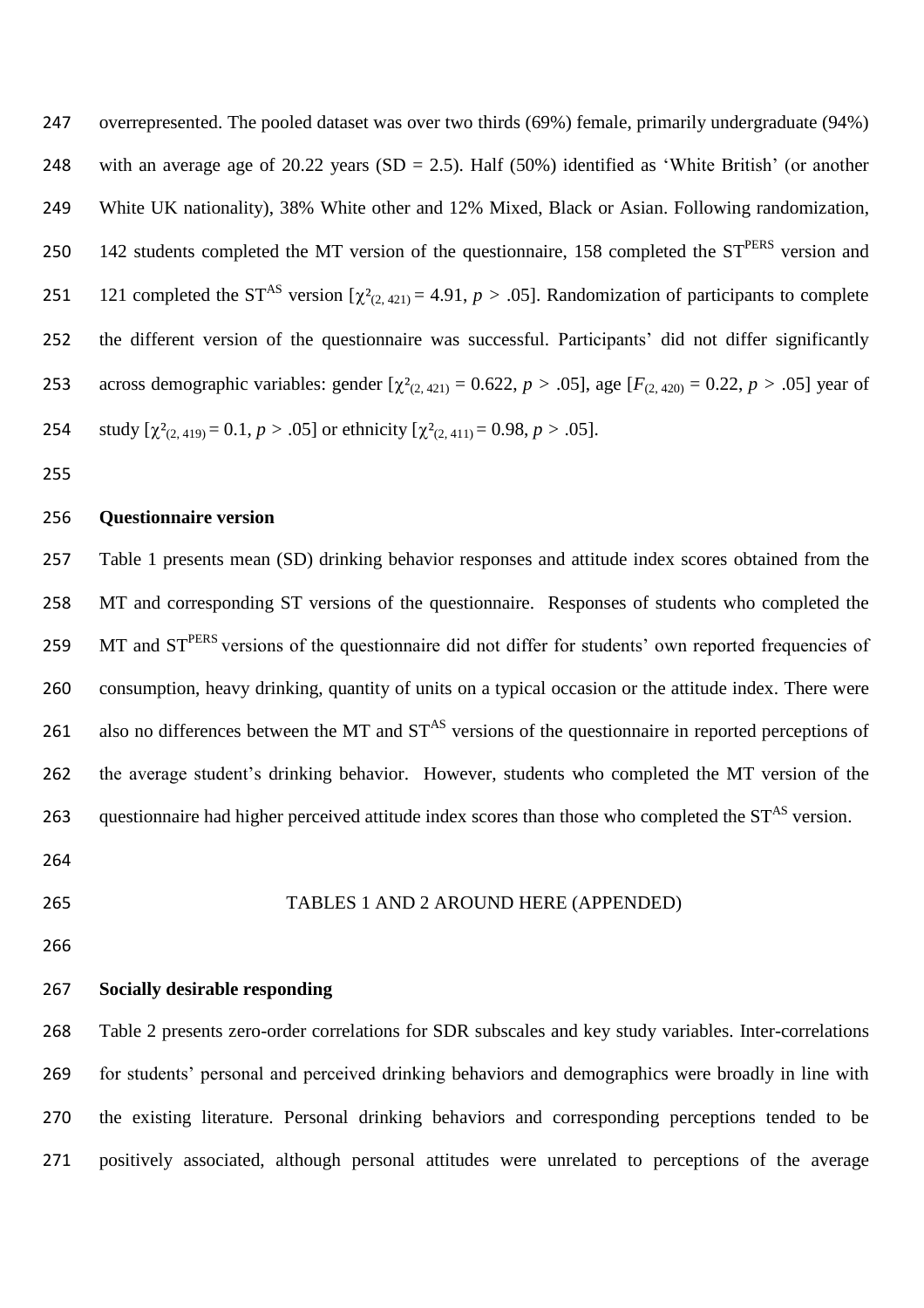overrepresented. The pooled dataset was over two thirds (69%) female, primarily undergraduate (94%) with an average age of 20.22 years (SD = 2.5). Half (50%) identified as 'White British' (or another White UK nationality), 38% White other and 12% Mixed, Black or Asian. Following randomization, 142 students completed the MT version of the questionnaire, 158 completed the $ST^{PERS}$ version and 121 completed the $ST^{AS}$ version [$\chi^2_{(2, 421)} = 4.91$, $p > .05$]. Randomization of participants to complete the different version of the questionnaire was successful. Participants' did not differ significantly across demographic variables: gender [$\chi^2_{(2, 421)} = 0.622$, $p > .05$], age [$F_{(2, 420)} = 0.22$, $p > .05$] year of study [$\chi^2_{(2, 419)} = 0.1$, $p > .05$] or ethnicity [$\chi^2_{(2, 411)} = 0.98$, $p > .05$].

**Questionnaire version**

Table 1 presents mean (SD) drinking behavior responses and attitude index scores obtained from the MT and corresponding ST versions of the questionnaire. Responses of students who completed the MT and $ST^{PERS}$ versions of the questionnaire did not differ for students' own reported frequencies of consumption, heavy drinking, quantity of units on a typical occasion or the attitude index. There were also no differences between the MT and $ST^{AS}$ versions of the questionnaire in reported perceptions of the average student's drinking behavior. However, students who completed the MT version of the questionnaire had higher perceived attitude index scores than those who completed the $ST^{AS}$ version.

TABLES 1 AND 2 AROUND HERE (APPENDED)

**Socially desirable responding**

Table 2 presents zero-order correlations for SDR subscales and key study variables. Inter-correlations for students' personal and perceived drinking behaviors and demographics were broadly in line with the existing literature. Personal drinking behaviors and corresponding perceptions tended to be positively associated, although personal attitudes were unrelated to perceptions of the average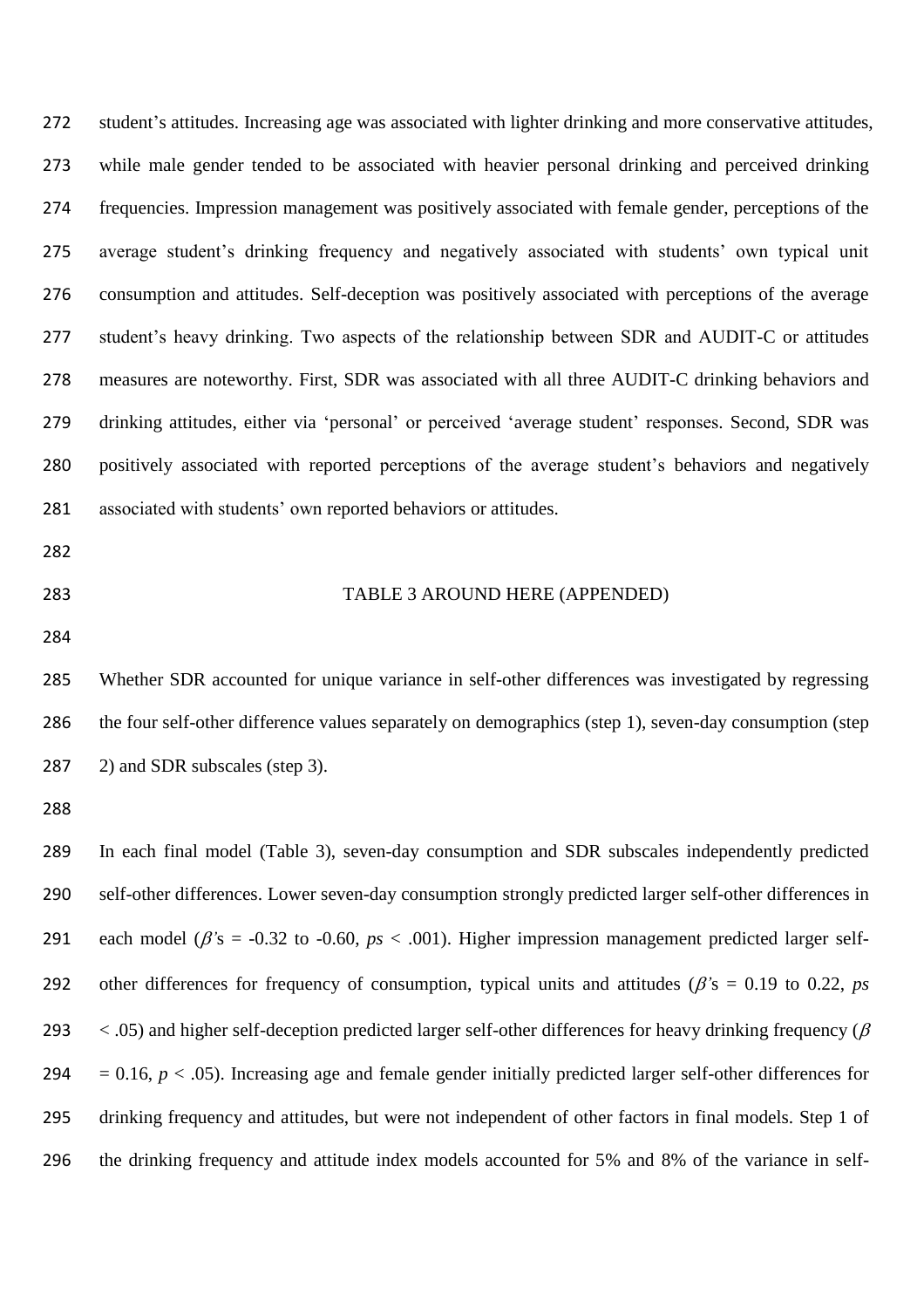student's attitudes. Increasing age was associated with lighter drinking and more conservative attitudes, while male gender tended to be associated with heavier personal drinking and perceived drinking frequencies. Impression management was positively associated with female gender, perceptions of the average student's drinking frequency and negatively associated with students' own typical unit consumption and attitudes. Self-deception was positively associated with perceptions of the average student's heavy drinking. Two aspects of the relationship between SDR and AUDIT-C or attitudes measures are noteworthy. First, SDR was associated with all three AUDIT-C drinking behaviors and drinking attitudes, either via 'personal' or perceived 'average student' responses. Second, SDR was positively associated with reported perceptions of the average student's behaviors and negatively associated with students' own reported behaviors or attitudes.

TABLE 3 AROUND HERE (APPENDED)

Whether SDR accounted for unique variance in self-other differences was investigated by regressing the four self-other difference values separately on demographics (step 1), seven-day consumption (step 2) and SDR subscales (step 3).

In each final model (Table 3), seven-day consumption and SDR subscales independently predicted self-other differences. Lower seven-day consumption strongly predicted larger self-other differences in each model ($\beta$'s = -0.32 to -0.60, *ps* < .001). Higher impression management predicted larger self-other differences for frequency of consumption, typical units and attitudes ($\beta$'s = 0.19 to 0.22, *ps* < .05) and higher self-deception predicted larger self-other differences for heavy drinking frequency ($\beta$ = 0.16, $p < .05$). Increasing age and female gender initially predicted larger self-other differences for drinking frequency and attitudes, but were not independent of other factors in final models. Step 1 of the drinking frequency and attitude index models accounted for 5% and 8% of the variance in self-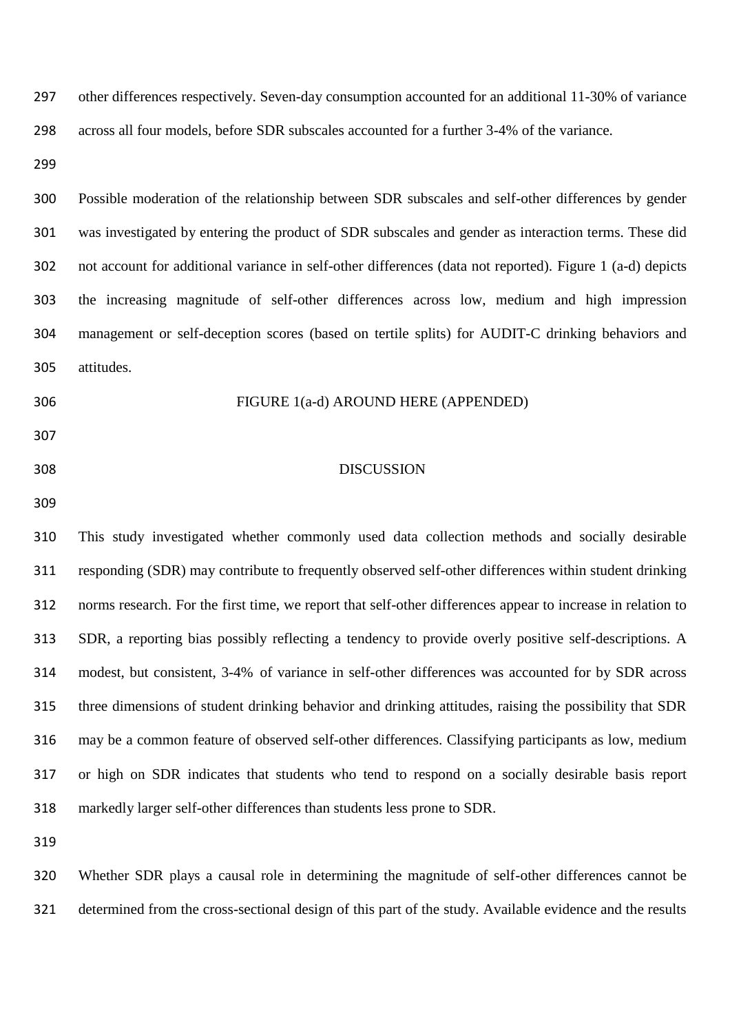other differences respectively. Seven-day consumption accounted for an additional 11-30% of variance across all four models, before SDR subscales accounted for a further 3-4% of the variance.

Possible moderation of the relationship between SDR subscales and self-other differences by gender was investigated by entering the product of SDR subscales and gender as interaction terms. These did not account for additional variance in self-other differences (data not reported). Figure 1 (a-d) depicts the increasing magnitude of self-other differences across low, medium and high impression management or self-deception scores (based on tertile splits) for AUDIT-C drinking behaviors and attitudes.

FIGURE 1(a-d) AROUND HERE (APPENDED)

## DISCUSSION

This study investigated whether commonly used data collection methods and socially desirable responding (SDR) may contribute to frequently observed self-other differences within student drinking norms research. For the first time, we report that self-other differences appear to increase in relation to SDR, a reporting bias possibly reflecting a tendency to provide overly positive self-descriptions. A modest, but consistent, 3-4% of variance in self-other differences was accounted for by SDR across three dimensions of student drinking behavior and drinking attitudes, raising the possibility that SDR may be a common feature of observed self-other differences. Classifying participants as low, medium or high on SDR indicates that students who tend to respond on a socially desirable basis report markedly larger self-other differences than students less prone to SDR.

Whether SDR plays a causal role in determining the magnitude of self-other differences cannot be determined from the cross-sectional design of this part of the study. Available evidence and the results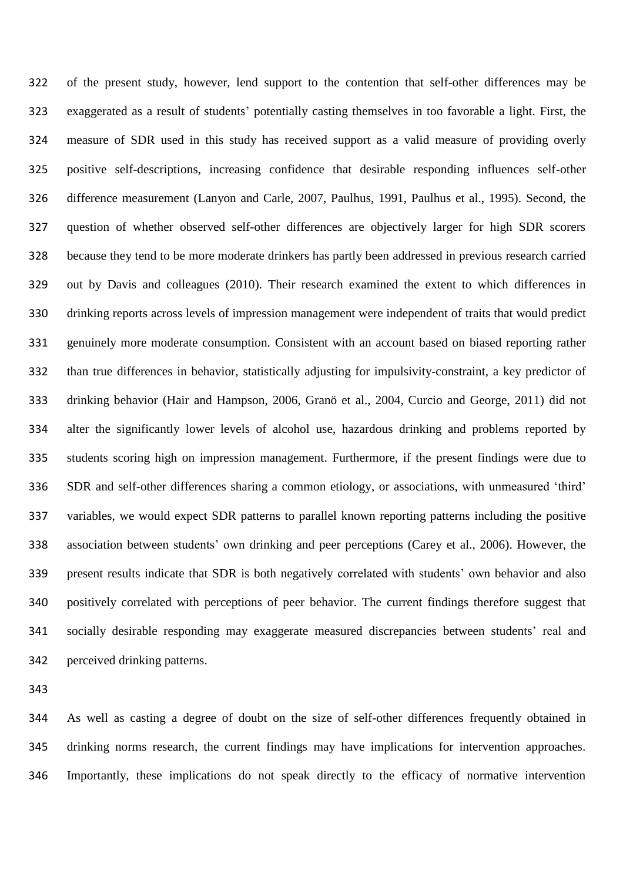of the present study, however, lend support to the contention that self-other differences may be exaggerated as a result of students' potentially casting themselves in too favorable a light. First, the measure of SDR used in this study has received support as a valid measure of providing overly positive self-descriptions, increasing confidence that desirable responding influences self-other difference measurement (Lanyon and Carle, 2007, Paulhus, 1991, Paulhus et al., 1995). Second, the question of whether observed self-other differences are objectively larger for high SDR scorers because they tend to be more moderate drinkers has partly been addressed in previous research carried out by Davis and colleagues (2010). Their research examined the extent to which differences in drinking reports across levels of impression management were independent of traits that would predict genuinely more moderate consumption. Consistent with an account based on biased reporting rather than true differences in behavior, statistically adjusting for impulsivity-constraint, a key predictor of drinking behavior (Hair and Hampson, 2006, Granö et al., 2004, Curcio and George, 2011) did not alter the significantly lower levels of alcohol use, hazardous drinking and problems reported by students scoring high on impression management. Furthermore, if the present findings were due to SDR and self-other differences sharing a common etiology, or associations, with unmeasured 'third' variables, we would expect SDR patterns to parallel known reporting patterns including the positive association between students' own drinking and peer perceptions (Carey et al., 2006). However, the present results indicate that SDR is both negatively correlated with students' own behavior and also positively correlated with perceptions of peer behavior. The current findings therefore suggest that socially desirable responding may exaggerate measured discrepancies between students' real and perceived drinking patterns.

As well as casting a degree of doubt on the size of self-other differences frequently obtained in drinking norms research, the current findings may have implications for intervention approaches. Importantly, these implications do not speak directly to the efficacy of normative intervention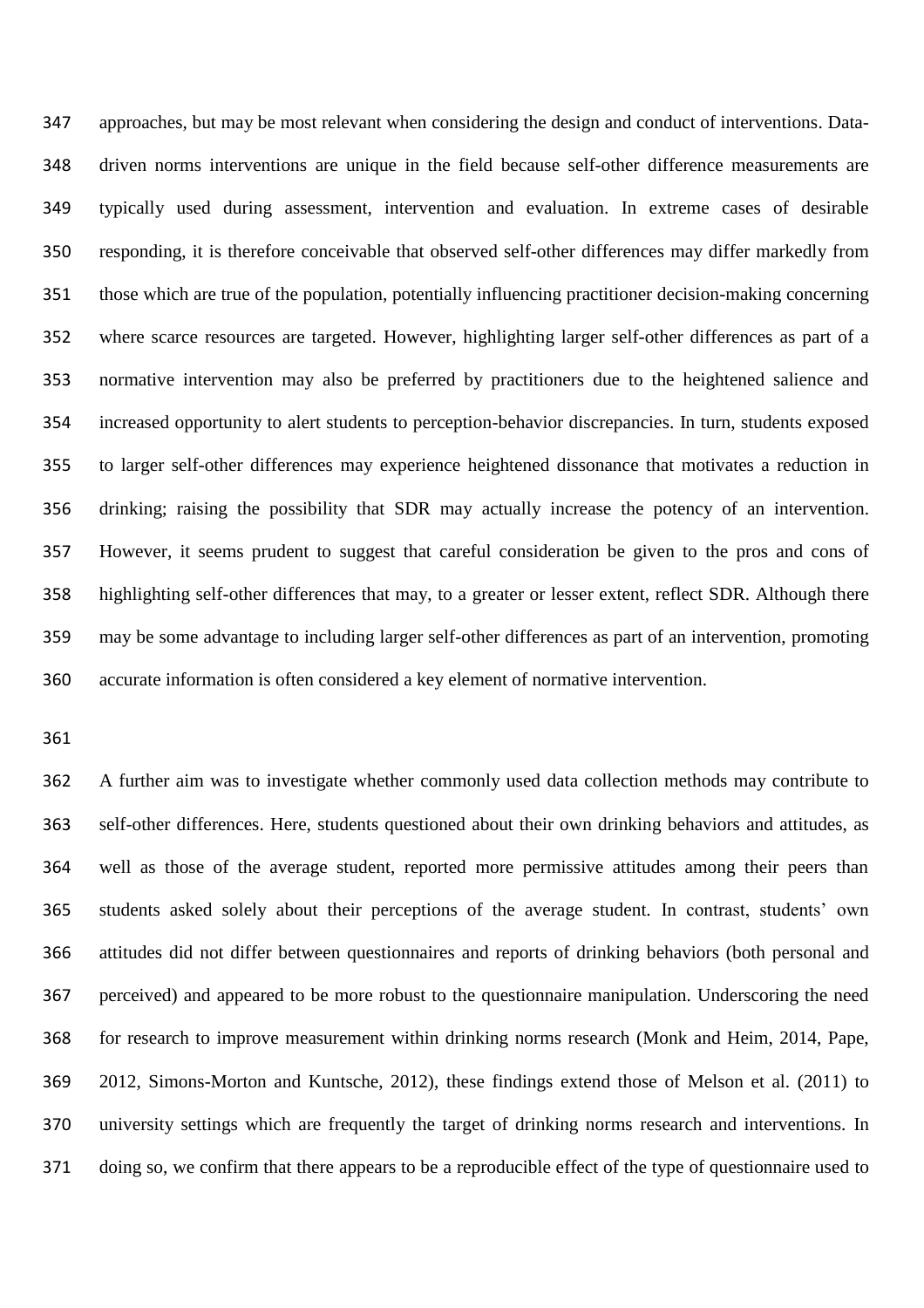approaches, but may be most relevant when considering the design and conduct of interventions. Data-driven norms interventions are unique in the field because self-other difference measurements are typically used during assessment, intervention and evaluation. In extreme cases of desirable responding, it is therefore conceivable that observed self-other differences may differ markedly from those which are true of the population, potentially influencing practitioner decision-making concerning where scarce resources are targeted. However, highlighting larger self-other differences as part of a normative intervention may also be preferred by practitioners due to the heightened salience and increased opportunity to alert students to perception-behavior discrepancies. In turn, students exposed to larger self-other differences may experience heightened dissonance that motivates a reduction in drinking; raising the possibility that SDR may actually increase the potency of an intervention. However, it seems prudent to suggest that careful consideration be given to the pros and cons of highlighting self-other differences that may, to a greater or lesser extent, reflect SDR. Although there may be some advantage to including larger self-other differences as part of an intervention, promoting accurate information is often considered a key element of normative intervention.

A further aim was to investigate whether commonly used data collection methods may contribute to self-other differences. Here, students questioned about their own drinking behaviors and attitudes, as well as those of the average student, reported more permissive attitudes among their peers than students asked solely about their perceptions of the average student. In contrast, students' own attitudes did not differ between questionnaires and reports of drinking behaviors (both personal and perceived) and appeared to be more robust to the questionnaire manipulation. Underscoring the need for research to improve measurement within drinking norms research (Monk and Heim, 2014, Pape, 2012, Simons-Morton and Kuntsche, 2012), these findings extend those of Melson et al. (2011) to university settings which are frequently the target of drinking norms research and interventions. In doing so, we confirm that there appears to be a reproducible effect of the type of questionnaire used to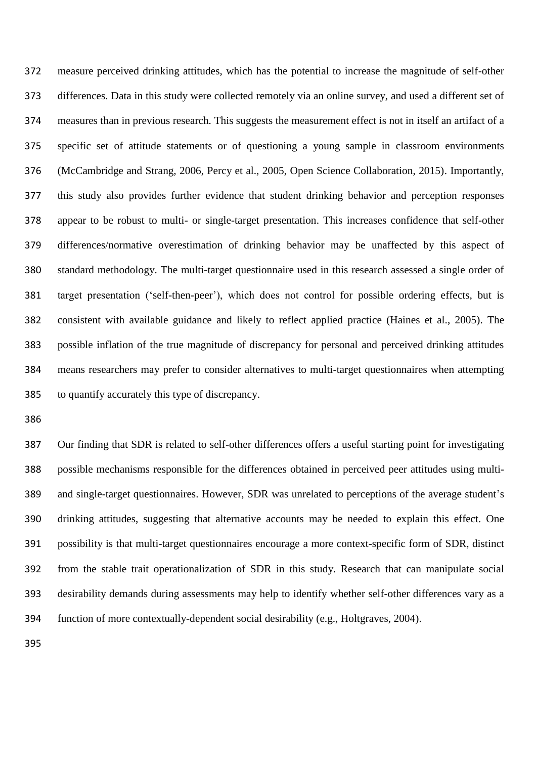measure perceived drinking attitudes, which has the potential to increase the magnitude of self-other differences. Data in this study were collected remotely via an online survey, and used a different set of measures than in previous research. This suggests the measurement effect is not in itself an artifact of a specific set of attitude statements or of questioning a young sample in classroom environments (McCambridge and Strang, 2006, Percy et al., 2005, Open Science Collaboration, 2015). Importantly, this study also provides further evidence that student drinking behavior and perception responses appear to be robust to multi- or single-target presentation. This increases confidence that self-other differences/normative overestimation of drinking behavior may be unaffected by this aspect of standard methodology. The multi-target questionnaire used in this research assessed a single order of target presentation ('self-then-peer'), which does not control for possible ordering effects, but is consistent with available guidance and likely to reflect applied practice (Haines et al., 2005). The possible inflation of the true magnitude of discrepancy for personal and perceived drinking attitudes means researchers may prefer to consider alternatives to multi-target questionnaires when attempting to quantify accurately this type of discrepancy.

Our finding that SDR is related to self-other differences offers a useful starting point for investigating possible mechanisms responsible for the differences obtained in perceived peer attitudes using multi- and single-target questionnaires. However, SDR was unrelated to perceptions of the average student's drinking attitudes, suggesting that alternative accounts may be needed to explain this effect. One possibility is that multi-target questionnaires encourage a more context-specific form of SDR, distinct from the stable trait operationalization of SDR in this study. Research that can manipulate social desirability demands during assessments may help to identify whether self-other differences vary as a function of more contextually-dependent social desirability (e.g., Holtgraves, 2004).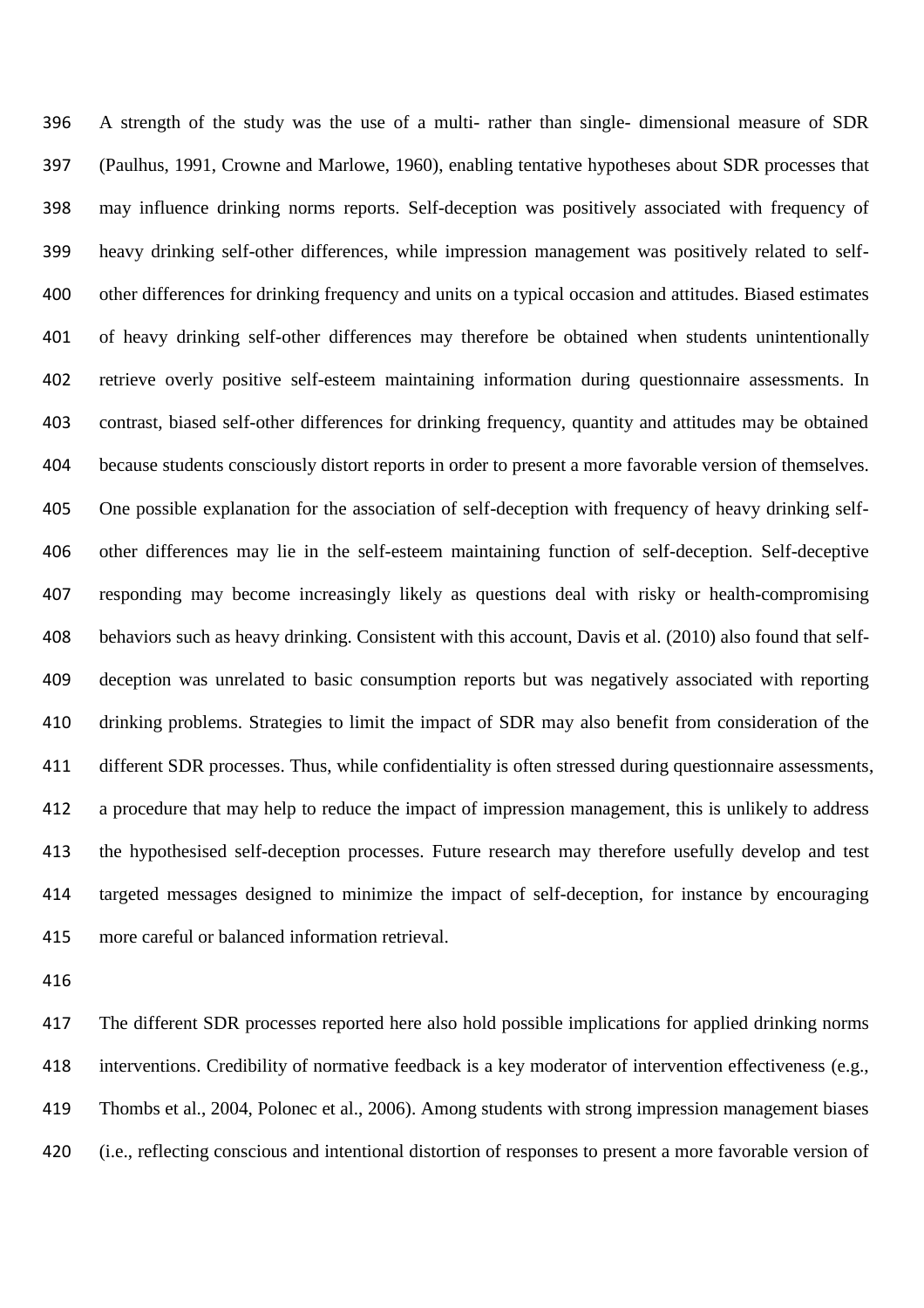A strength of the study was the use of a multi- rather than single- dimensional measure of SDR (Paulhus, 1991, Crowne and Marlowe, 1960), enabling tentative hypotheses about SDR processes that may influence drinking norms reports. Self-deception was positively associated with frequency of heavy drinking self-other differences, while impression management was positively related to self-other differences for drinking frequency and units on a typical occasion and attitudes. Biased estimates of heavy drinking self-other differences may therefore be obtained when students unintentionally retrieve overly positive self-esteem maintaining information during questionnaire assessments. In contrast, biased self-other differences for drinking frequency, quantity and attitudes may be obtained because students consciously distort reports in order to present a more favorable version of themselves. One possible explanation for the association of self-deception with frequency of heavy drinking self-other differences may lie in the self-esteem maintaining function of self-deception. Self-deceptive responding may become increasingly likely as questions deal with risky or health-compromising behaviors such as heavy drinking. Consistent with this account, Davis et al. (2010) also found that self-deception was unrelated to basic consumption reports but was negatively associated with reporting drinking problems. Strategies to limit the impact of SDR may also benefit from consideration of the different SDR processes. Thus, while confidentiality is often stressed during questionnaire assessments, a procedure that may help to reduce the impact of impression management, this is unlikely to address the hypothesised self-deception processes. Future research may therefore usefully develop and test targeted messages designed to minimize the impact of self-deception, for instance by encouraging more careful or balanced information retrieval.

The different SDR processes reported here also hold possible implications for applied drinking norms interventions. Credibility of normative feedback is a key moderator of intervention effectiveness (e.g., Thombs et al., 2004, Polonec et al., 2006). Among students with strong impression management biases (i.e., reflecting conscious and intentional distortion of responses to present a more favorable version of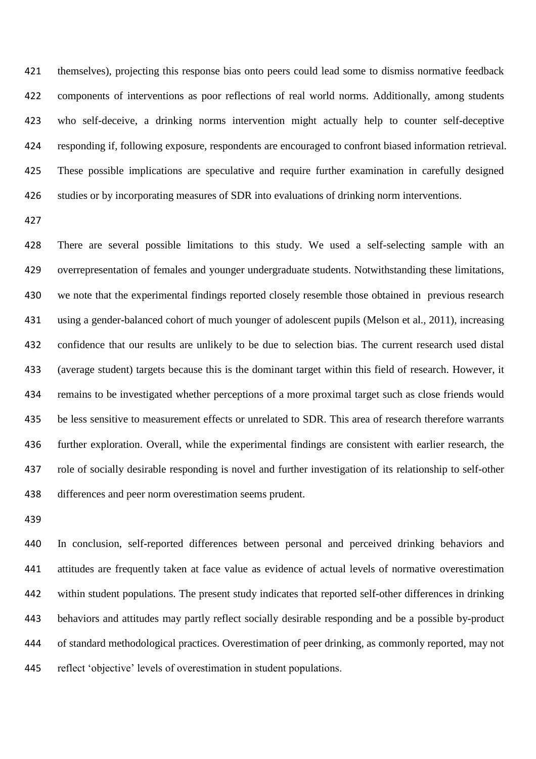themselves), projecting this response bias onto peers could lead some to dismiss normative feedback components of interventions as poor reflections of real world norms. Additionally, among students who self-deceive, a drinking norms intervention might actually help to counter self-deceptive responding if, following exposure, respondents are encouraged to confront biased information retrieval. These possible implications are speculative and require further examination in carefully designed studies or by incorporating measures of SDR into evaluations of drinking norm interventions.

There are several possible limitations to this study. We used a self-selecting sample with an overrepresentation of females and younger undergraduate students. Notwithstanding these limitations, we note that the experimental findings reported closely resemble those obtained in previous research using a gender-balanced cohort of much younger of adolescent pupils (Melson et al., 2011), increasing confidence that our results are unlikely to be due to selection bias. The current research used distal (average student) targets because this is the dominant target within this field of research. However, it remains to be investigated whether perceptions of a more proximal target such as close friends would be less sensitive to measurement effects or unrelated to SDR. This area of research therefore warrants further exploration. Overall, while the experimental findings are consistent with earlier research, the role of socially desirable responding is novel and further investigation of its relationship to self-other differences and peer norm overestimation seems prudent.

In conclusion, self-reported differences between personal and perceived drinking behaviors and attitudes are frequently taken at face value as evidence of actual levels of normative overestimation within student populations. The present study indicates that reported self-other differences in drinking behaviors and attitudes may partly reflect socially desirable responding and be a possible by-product of standard methodological practices. Overestimation of peer drinking, as commonly reported, may not reflect 'objective' levels of overestimation in student populations.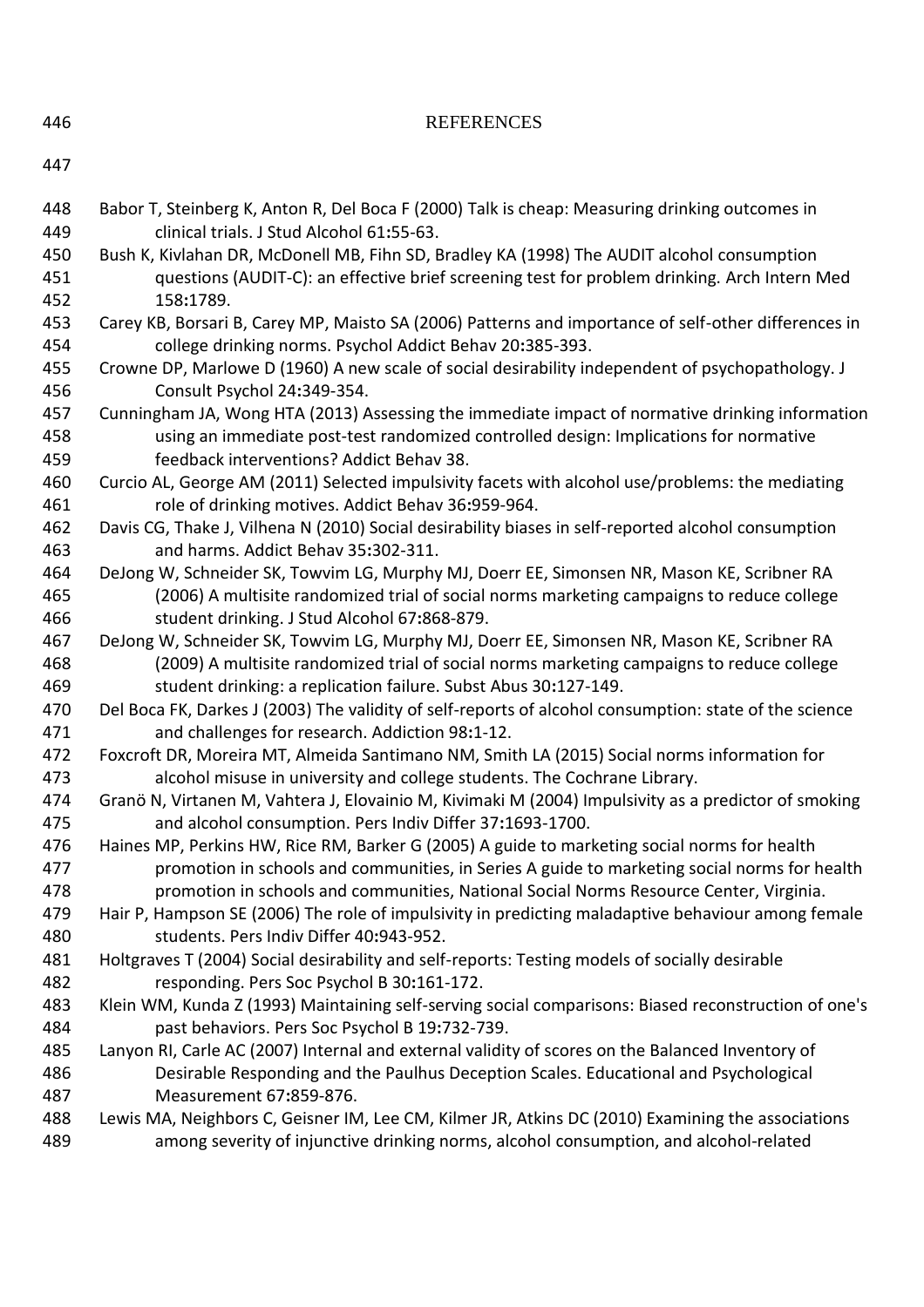# REFERENCES

Babor T, Steinberg K, Anton R, Del Boca F (2000) Talk is cheap: Measuring drinking outcomes in clinical trials. J Stud Alcohol 61:55-63.

Bush K, Kivlahan DR, McDonell MB, Fihn SD, Bradley KA (1998) The AUDIT alcohol consumption questions (AUDIT-C): an effective brief screening test for problem drinking. Arch Intern Med 158:1789.

Carey KB, Borsari B, Carey MP, Maisto SA (2006) Patterns and importance of self-other differences in college drinking norms. Psychol Addict Behav 20:385-393.

Crowne DP, Marlowe D (1960) A new scale of social desirability independent of psychopathology. J Consult Psychol 24:349-354.

Cunningham JA, Wong HTA (2013) Assessing the immediate impact of normative drinking information using an immediate post-test randomized controlled design: Implications for normative feedback interventions? Addict Behav 38.

Curcio AL, George AM (2011) Selected impulsivity facets with alcohol use/problems: the mediating role of drinking motives. Addict Behav 36:959-964.

Davis CG, Thake J, Vilhena N (2010) Social desirability biases in self-reported alcohol consumption and harms. Addict Behav 35:302-311.

DeJong W, Schneider SK, Towvim LG, Murphy MJ, Doerr EE, Simonsen NR, Mason KE, Scribner RA (2006) A multisite randomized trial of social norms marketing campaigns to reduce college student drinking. J Stud Alcohol 67:868-879.

DeJong W, Schneider SK, Towvim LG, Murphy MJ, Doerr EE, Simonsen NR, Mason KE, Scribner RA (2009) A multisite randomized trial of social norms marketing campaigns to reduce college student drinking: a replication failure. Subst Abus 30:127-149.

Del Boca FK, Darkes J (2003) The validity of self-reports of alcohol consumption: state of the science and challenges for research. Addiction 98:1-12.

Foxcroft DR, Moreira MT, Almeida Santimano NM, Smith LA (2015) Social norms information for alcohol misuse in university and college students. The Cochrane Library.

Granö N, Virtanen M, Vahtera J, Elovainio M, Kivimaki M (2004) Impulsivity as a predictor of smoking and alcohol consumption. Pers Indiv Differ 37:1693-1700.

Haines MP, Perkins HW, Rice RM, Barker G (2005) A guide to marketing social norms for health promotion in schools and communities, in Series A guide to marketing social norms for health promotion in schools and communities, National Social Norms Resource Center, Virginia.

Hair P, Hampson SE (2006) The role of impulsivity in predicting maladaptive behaviour among female students. Pers Indiv Differ 40:943-952.

Holtgraves T (2004) Social desirability and self-reports: Testing models of socially desirable responding. Pers Soc Psychol B 30:161-172.

Klein WM, Kunda Z (1993) Maintaining self-serving social comparisons: Biased reconstruction of one's past behaviors. Pers Soc Psychol B 19:732-739.

Lanyon RI, Carle AC (2007) Internal and external validity of scores on the Balanced Inventory of Desirable Responding and the Paulhus Deception Scales. Educational and Psychological Measurement 67:859-876.

Lewis MA, Neighbors C, Geisner IM, Lee CM, Kilmer JR, Atkins DC (2010) Examining the associations among severity of injunctive drinking norms, alcohol consumption, and alcohol-related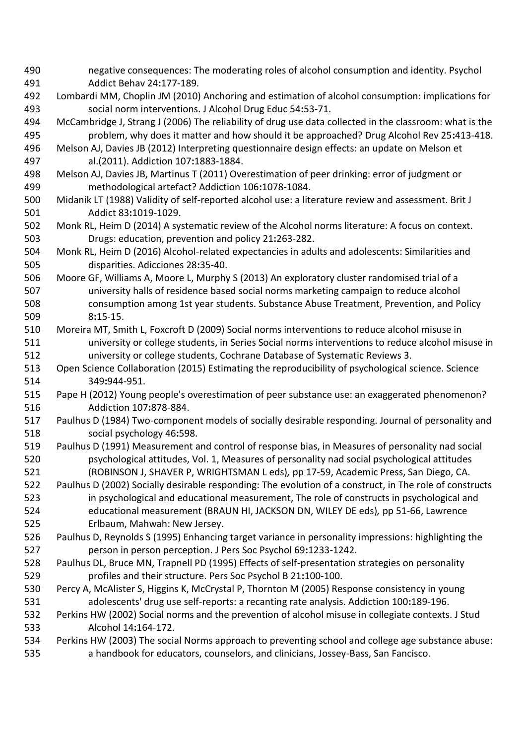negative consequences: The moderating roles of alcohol consumption and identity. Psychol Addict Behav 24**:**177-189.

Lombardi MM, Choplin JM (2010) Anchoring and estimation of alcohol consumption: implications for social norm interventions. J Alcohol Drug Educ 54**:**53-71.

McCambridge J, Strang J (2006) The reliability of drug use data collected in the classroom: what is the problem, why does it matter and how should it be approached? Drug Alcohol Rev 25**:**413-418.

Melson AJ, Davies JB (2012) Interpreting questionnaire design effects: an update on Melson et al.(2011). Addiction 107**:**1883-1884.

Melson AJ, Davies JB, Martinus T (2011) Overestimation of peer drinking: error of judgment or methodological artefact? Addiction 106**:**1078-1084.

Midanik LT (1988) Validity of self-reported alcohol use: a literature review and assessment. Brit J Addict 83**:**1019-1029.

Monk RL, Heim D (2014) A systematic review of the Alcohol norms literature: A focus on context. Drugs: education, prevention and policy 21**:**263-282.

Monk RL, Heim D (2016) Alcohol-related expectancies in adults and adolescents: Similarities and disparities. Adicciones 28**:**35-40.

Moore GF, Williams A, Moore L, Murphy S (2013) An exploratory cluster randomised trial of a university halls of residence based social norms marketing campaign to reduce alcohol consumption among 1st year students. Substance Abuse Treatment, Prevention, and Policy 8**:**15-15.

Moreira MT, Smith L, Foxcroft D (2009) Social norms interventions to reduce alcohol misuse in university or college students, in Series Social norms interventions to reduce alcohol misuse in university or college students, Cochrane Database of Systematic Reviews 3.

Open Science Collaboration (2015) Estimating the reproducibility of psychological science. Science 349**:**944-951.

Pape H (2012) Young people's overestimation of peer substance use: an exaggerated phenomenon? Addiction 107**:**878-884.

Paulhus D (1984) Two-component models of socially desirable responding. Journal of personality and social psychology 46**:**598.

Paulhus D (1991) Measurement and control of response bias, in Measures of personality nad social psychological attitudes, Vol. 1, Measures of personality nad social psychological attitudes (ROBINSON J, SHAVER P, WRIGHTSMAN L eds)*,* pp 17-59, Academic Press, San Diego, CA.

Paulhus D (2002) Socially desirable responding: The evolution of a construct, in The role of constructs in psychological and educational measurement, The role of constructs in psychological and educational measurement (BRAUN HI, JACKSON DN, WILEY DE eds)*,* pp 51-66, Lawrence Erlbaum, Mahwah: New Jersey.

Paulhus D, Reynolds S (1995) Enhancing target variance in personality impressions: highlighting the person in person perception. J Pers Soc Psychol 69**:**1233-1242.

Paulhus DL, Bruce MN, Trapnell PD (1995) Effects of self-presentation strategies on personality profiles and their structure. Pers Soc Psychol B 21**:**100-100.

Percy A, McAlister S, Higgins K, McCrystal P, Thornton M (2005) Response consistency in young adolescents' drug use self-reports: a recanting rate analysis. Addiction 100**:**189-196.

Perkins HW (2002) Social norms and the prevention of alcohol misuse in collegiate contexts. J Stud Alcohol 14**:**164-172.

Perkins HW (2003) The social Norms approach to preventing school and college age substance abuse: a handbook for educators, counselors, and clinicians, Jossey-Bass, San Fancisco.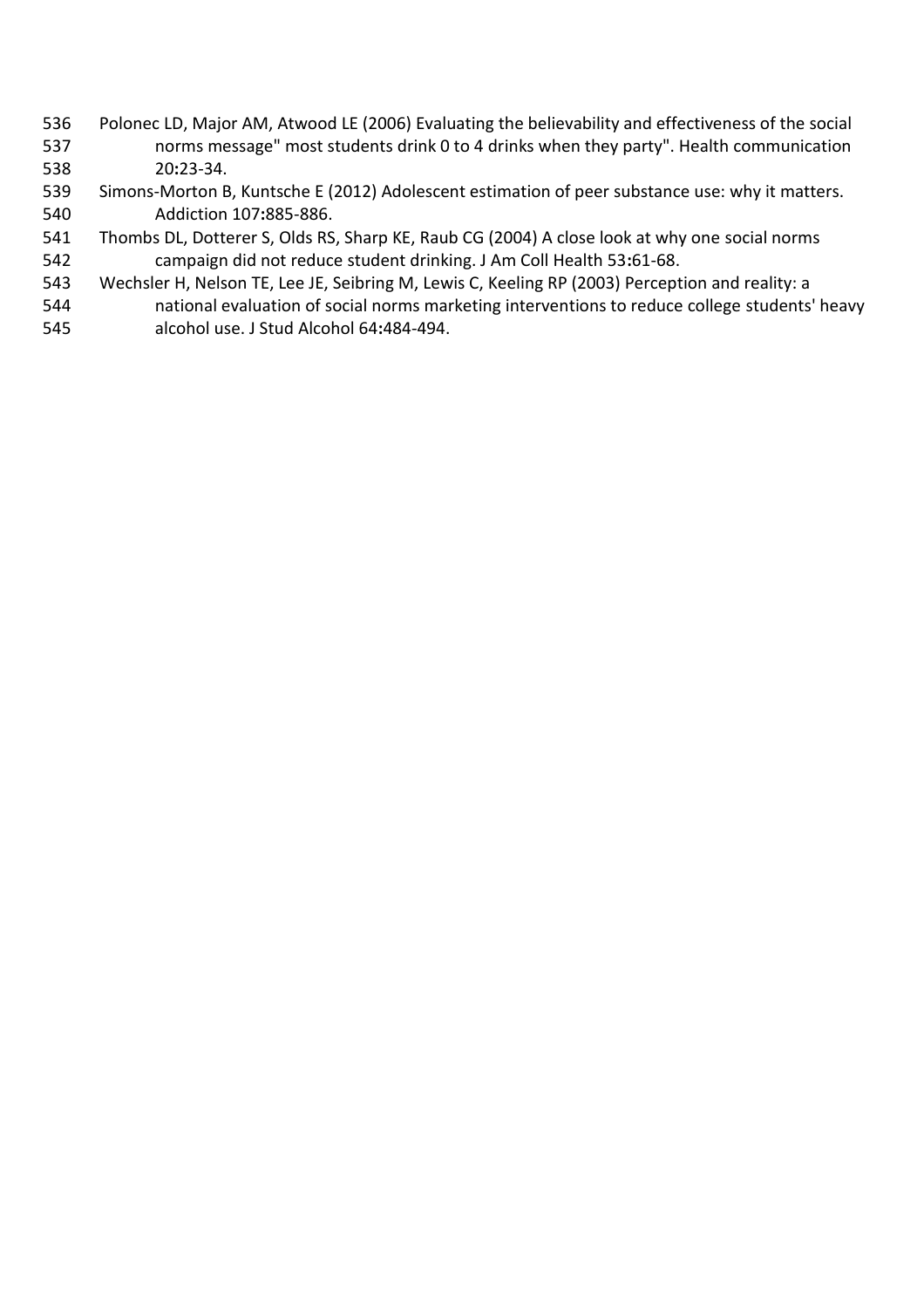Polonec LD, Major AM, Atwood LE (2006) Evaluating the believability and effectiveness of the social norms message" most students drink 0 to 4 drinks when they party". Health communication 20**:**23-34.

Simons-Morton B, Kuntsche E (2012) Adolescent estimation of peer substance use: why it matters. Addiction 107**:**885-886.

Thombs DL, Dotterer S, Olds RS, Sharp KE, Raub CG (2004) A close look at why one social norms campaign did not reduce student drinking. J Am Coll Health 53**:**61-68.

Wechsler H, Nelson TE, Lee JE, Seibring M, Lewis C, Keeling RP (2003) Perception and reality: a national evaluation of social norms marketing interventions to reduce college students' heavy alcohol use. J Stud Alcohol 64**:**484-494.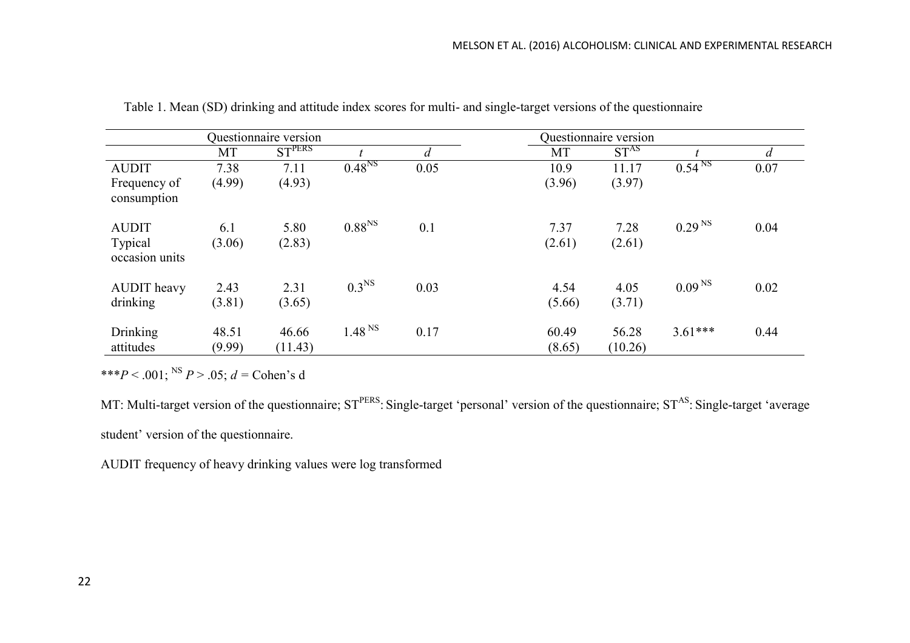Table 1. Mean (SD) drinking and attitude index scores for multi- and single-target versions of the questionnaire

| | Questionnaire version | | | | Questionnaire version | | | |
|---|---|---|---|---|---|---|---|---|
| | MT | $ST^{PERS}$ | *t* | *d* | MT | $ST^{AS}$ | *t* | *d* |
| AUDIT Frequency of consumption | 7.38 (4.99) | 7.11 (4.93) | $0.48^{NS}$ | 0.05 | 10.9 (3.96) | 11.17 (3.97) | $0.54^{NS}$ | 0.07 |
| AUDIT Typical occasion units | 6.1 (3.06) | 5.80 (2.83) | $0.88^{NS}$ | 0.1 | 7.37 (2.61) | 7.28 (2.61) | $0.29^{NS}$ | 0.04 |
| AUDIT heavy drinking | 2.43 (3.81) | 2.31 (3.65) | $0.3^{NS}$ | 0.03 | 4.54 (5.66) | 4.05 (3.71) | $0.09^{NS}$ | 0.02 |
| Drinking attitudes | 48.51 (9.99) | 46.66 (11.43) | $1.48^{NS}$ | 0.17 | 60.49 (8.65) | 56.28 (10.26) | 3.61*** | 0.44 |

***$P < .001$; $^{NS}$ $P > .05$; $d$ = Cohen's d

MT: Multi-target version of the questionnaire; $ST^{PERS}$: Single-target 'personal' version of the questionnaire; $ST^{AS}$: Single-target 'average student' version of the questionnaire.

AUDIT frequency of heavy drinking values were log transformed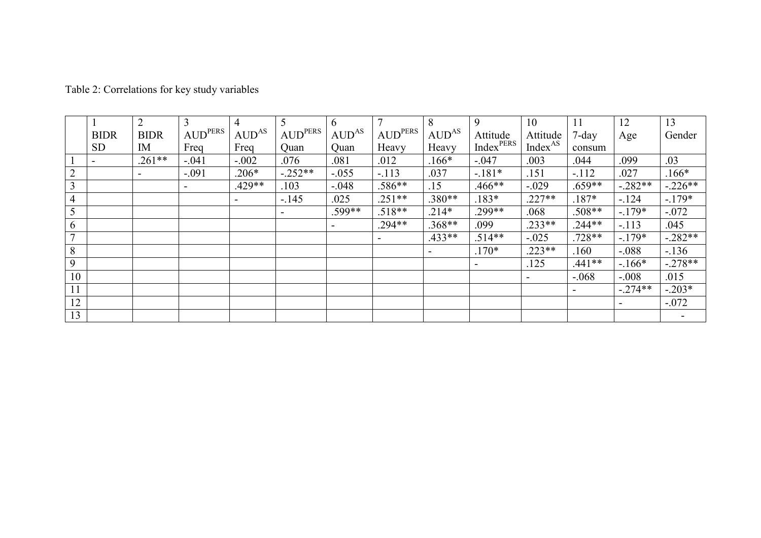Table 2: Correlations for key study variables

| | 1<br>BIDR<br>SD | 2<br>BIDR<br>IM | 3<br>AUD$^{PERS}$<br>Freq | 4<br>AUD$^{AS}$<br>Freq | 5<br>AUD$^{PERS}$<br>Quan | 6<br>AUD$^{AS}$<br>Quan | 7<br>AUD$^{PERS}$<br>Heavy | 8<br>AUD$^{AS}$<br>Heavy | 9<br>Attitude<br>Index$^{PERS}$ | 10<br>Attitude<br>Index$^{AS}$ | 11<br>7-day<br>consum | 12<br>Age | 13<br>Gender |
|---|---|---|---|---|---|---|---|---|---|---|---|---|---|
| 1 | - | .261** | -.041 | -.002 | .076 | .081 | .012 | .166* | -.047 | .003 | .044 | .099 | .03 |
| 2 | | - | -.091 | .206* | -.252** | -.055 | -.113 | .037 | -.181* | .151 | -.112 | .027 | .166* |
| 3 | | | - | .429** | .103 | -.048 | .586** | .15 | .466** | -.029 | .659** | -.282** | -.226** |
| 4 | | | | - | -.145 | .025 | .251** | .380** | .183* | .227** | .187* | -.124 | -.179* |
| 5 | | | | | - | .599** | .518** | .214* | .299** | .068 | .508** | -.179* | -.072 |
| 6 | | | | | | - | .294** | .368** | .099 | .233** | .244** | -.113 | .045 |
| 7 | | | | | | | - | .433** | .514** | -.025 | .728** | -.179* | -.282** |
| 8 | | | | | | | | - | .170* | .223** | .160 | -.088 | -.136 |
| 9 | | | | | | | | | - | .125 | .441** | -.166* | -.278** |
| 10 | | | | | | | | | | - | -.068 | -.008 | .015 |
| 11 | | | | | | | | | | | - | -.274** | -.203* |
| 12 | | | | | | | | | | | | - | -.072 |
| 13 | | | | | | | | | | | | | - |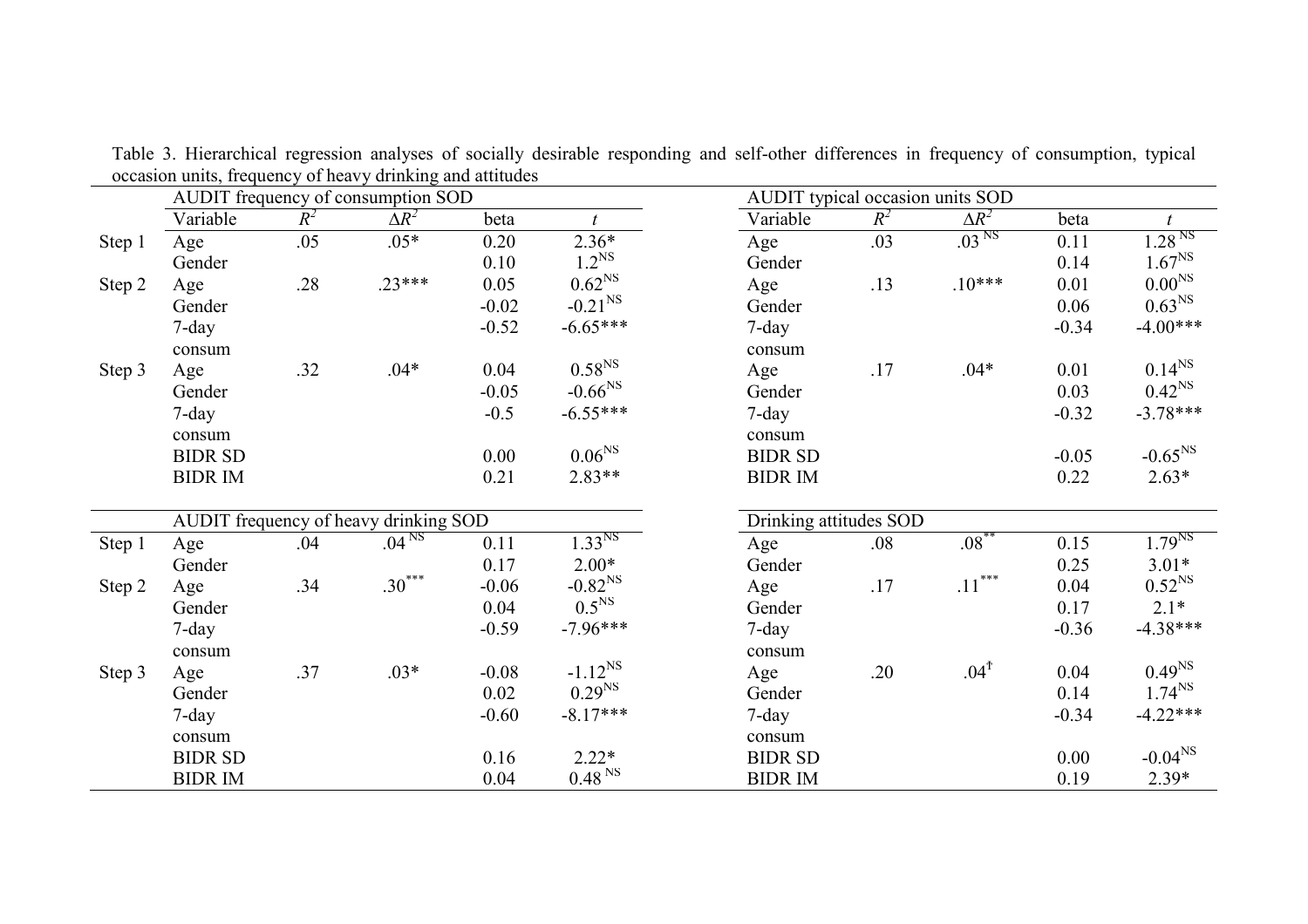Table 3. Hierarchical regression analyses of socially desirable responding and self-other differences in frequency of consumption, typical occasion units, frequency of heavy drinking and attitudes

| | AUDIT frequency of consumption SOD | | | | | AUDIT typical occasion units SOD | | | | |
|---|---|---|---|---|---|---|---|---|---|---|
| | Variable | $R^2$ | $\Delta R^2$ | beta | $t$ | Variable | $R^2$ | $\Delta R^2$ | beta | $t$ |
| Step 1 | Age | .05 | .05* | 0.20 | 2.36* | Age | .03 | .03 $^{NS}$ | 0.11 | 1.28 $^{NS}$ |
| | Gender | | | 0.10 | 1.2$^{NS}$ | Gender | | | 0.14 | 1.67$^{NS}$ |
| Step 2 | Age | .28 | .23*** | 0.05 | 0.62$^{NS}$ | Age | .13 | .10*** | 0.01 | 0.00$^{NS}$ |
| | Gender | | | -0.02 | -0.21$^{NS}$ | Gender | | | 0.06 | 0.63$^{NS}$ |
| | 7-day consum | | | -0.52 | -6.65*** | 7-day consum | | | -0.34 | -4.00*** |
| Step 3 | Age | .32 | .04* | 0.04 | 0.58$^{NS}$ | Age | .17 | .04* | 0.01 | 0.14$^{NS}$ |
| | Gender | | | -0.05 | -0.66$^{NS}$ | Gender | | | 0.03 | 0.42$^{NS}$ |
| | 7-day consum | | | -0.5 | -6.55*** | 7-day consum | | | -0.32 | -3.78*** |
| | BIDR SD | | | 0.00 | 0.06$^{NS}$ | BIDR SD | | | -0.05 | -0.65$^{NS}$ |
| | BIDR IM | | | 0.21 | 2.83** | BIDR IM | | | 0.22 | 2.63* |
| | **AUDIT frequency of heavy drinking SOD** | | | | | **Drinking attitudes SOD** | | | | |
| Step 1 | Age | .04 | .04 $^{NS}$ | 0.11 | 1.33$^{NS}$ | Age | .08 | .08$^{**}$ | 0.15 | 1.79$^{NS}$ |
| | Gender | | | 0.17 | 2.00* | Gender | | | 0.25 | 3.01* |
| Step 2 | Age | .34 | .30$^{***}$ | -0.06 | -0.82$^{NS}$ | Age | .17 | .11$^{***}$ | 0.04 | 0.52$^{NS}$ |
| | Gender | | | 0.04 | 0.5$^{NS}$ | Gender | | | 0.17 | 2.1* |
| | 7-day consum | | | -0.59 | -7.96*** | 7-day consum | | | -0.36 | -4.38*** |
| Step 3 | Age | .37 | .03* | -0.08 | -1.12$^{NS}$ | Age | .20 | .04$^{†}$ | 0.04 | 0.49$^{NS}$ |
| | Gender | | | 0.02 | 0.29$^{NS}$ | Gender | | | 0.14 | 1.74$^{NS}$ |
| | 7-day consum | | | -0.60 | -8.17*** | 7-day consum | | | -0.34 | -4.22*** |
| | BIDR SD | | | 0.16 | 2.22* | BIDR SD | | | 0.00 | -0.04$^{NS}$ |
| | BIDR IM | | | 0.04 | 0.48 $^{NS}$ | BIDR IM | | | 0.19 | 2.39* |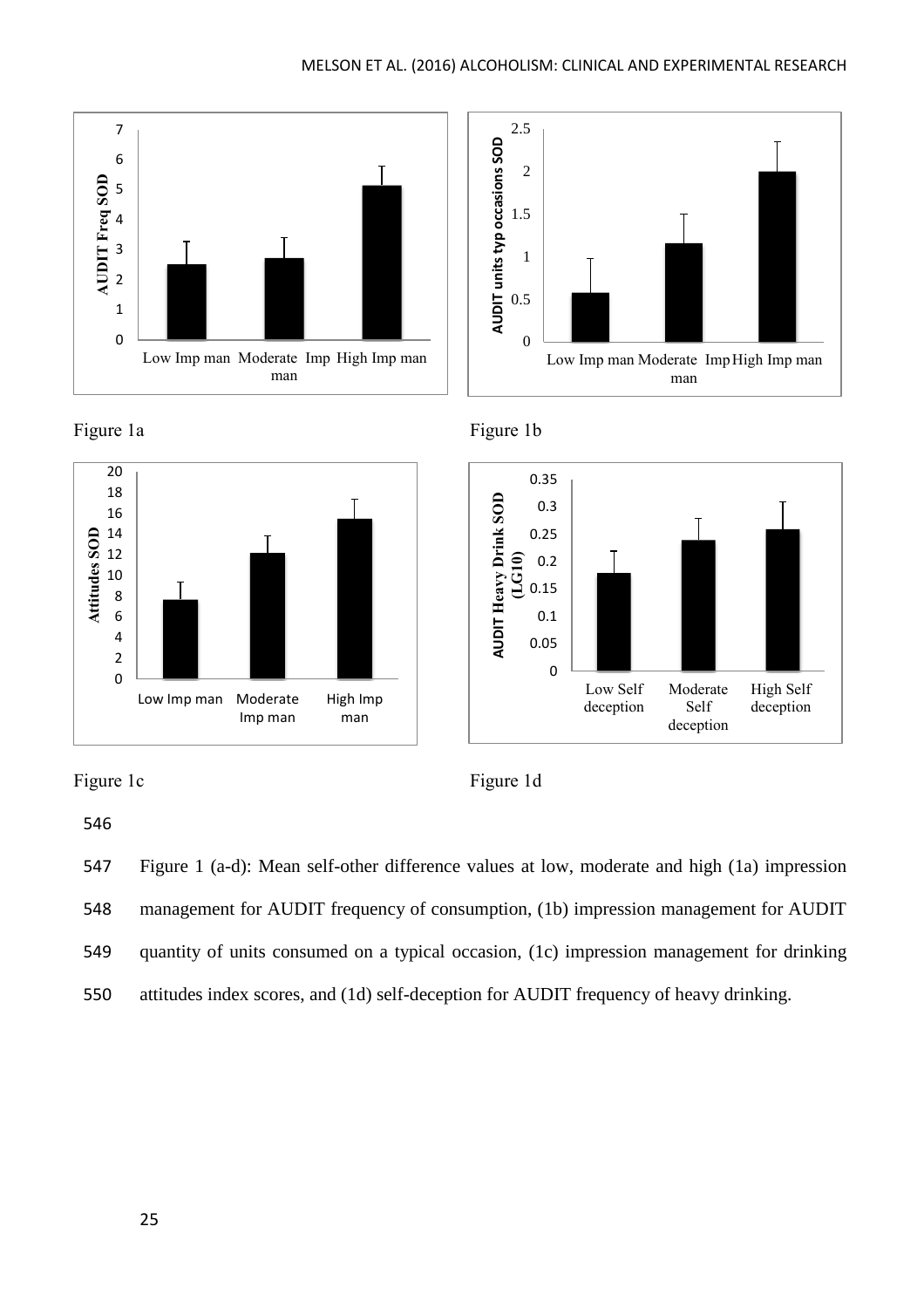Figure 1a

Figure 1b

Figure 1c

Figure 1d

Figure 1 (a-d): Mean self-other difference values at low, moderate and high (1a) impression management for AUDIT frequency of consumption, (1b) impression management for AUDIT quantity of units consumed on a typical occasion, (1c) impression management for drinking attitudes index scores, and (1d) self-deception for AUDIT frequency of heavy drinking.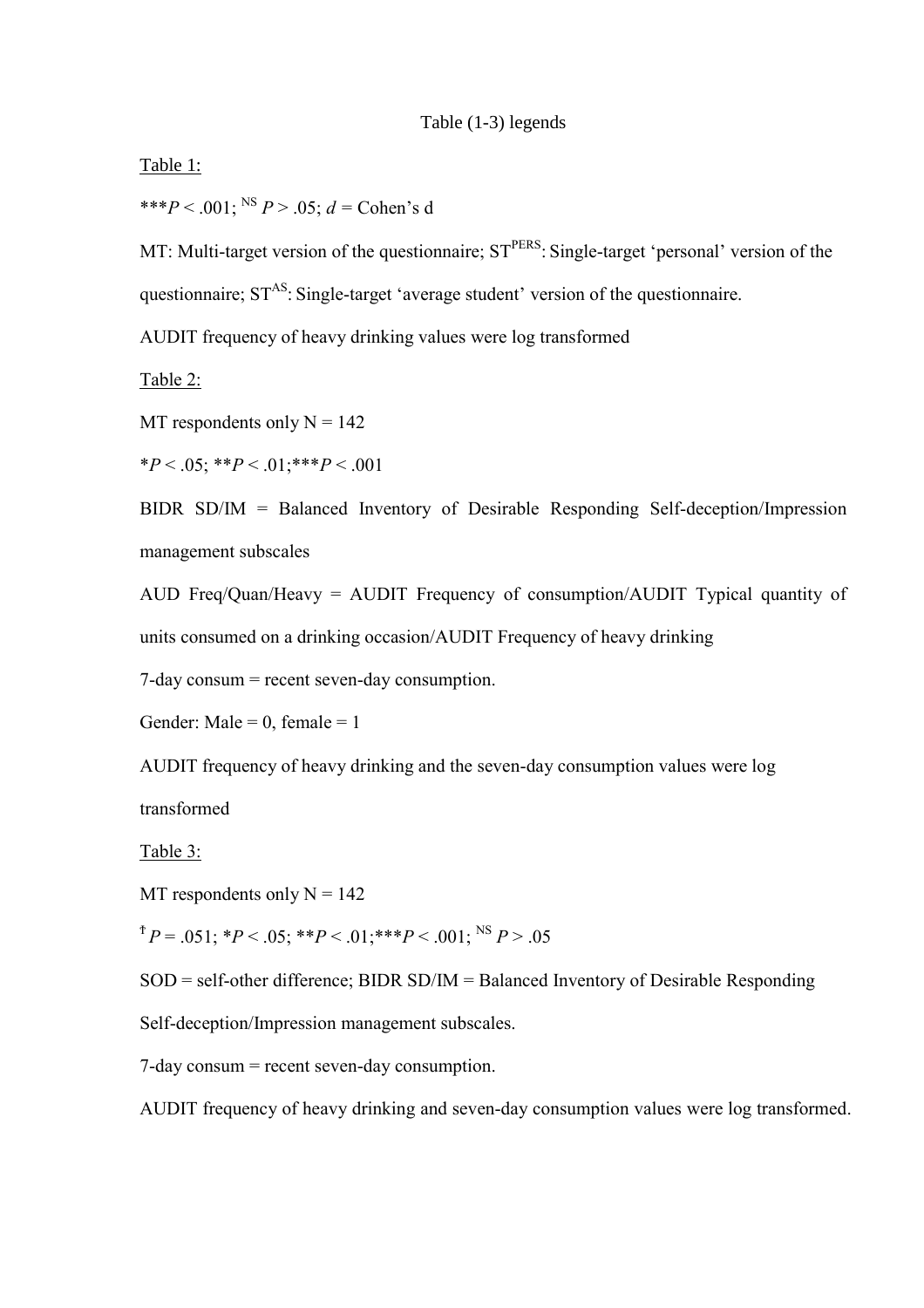Table (1-3) legends

Table 1:

$^{***}P < .001$; $^{NS}$ $P > .05$; $d$ = Cohen's d

MT: Multi-target version of the questionnaire; $ST^{PERS}$: Single-target 'personal' version of the questionnaire; $ST^{AS}$: Single-target 'average student' version of the questionnaire.

AUDIT frequency of heavy drinking values were log transformed

Table 2:

MT respondents only N = 142

$^{*}P < .05$; $^{**}P < .01$; $^{***}P < .001$

BIDR SD/IM = Balanced Inventory of Desirable Responding Self-deception/Impression management subscales

AUD Freq/Quan/Heavy = AUDIT Frequency of consumption/AUDIT Typical quantity of units consumed on a drinking occasion/AUDIT Frequency of heavy drinking

7-day consum = recent seven-day consumption.

Gender: Male = 0, female = 1

AUDIT frequency of heavy drinking and the seven-day consumption values were log transformed

Table 3:

MT respondents only N = 142

$^{†}P = .051$; $^{*}P < .05$; $^{**}P < .01$; $^{***}P < .001$; $^{NS}$ $P > .05$

SOD = self-other difference; BIDR SD/IM = Balanced Inventory of Desirable Responding Self-deception/Impression management subscales.

7-day consum = recent seven-day consumption.

AUDIT frequency of heavy drinking and seven-day consumption values were log transformed.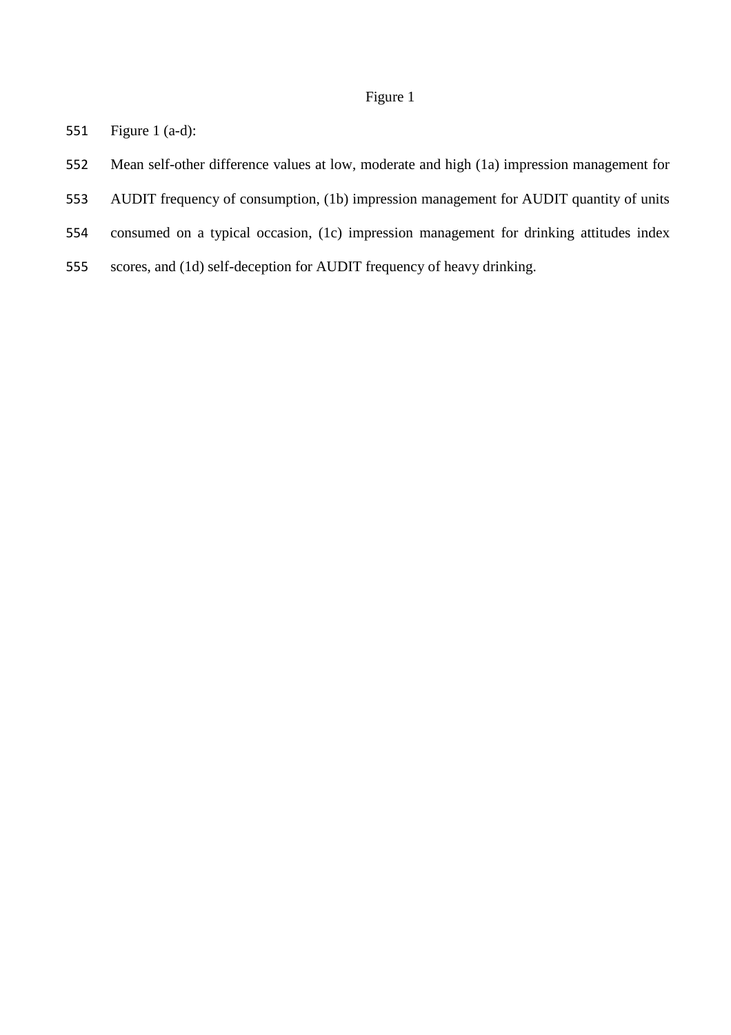Figure 1

Figure 1 (a-d):

Mean self-other difference values at low, moderate and high (1a) impression management for AUDIT frequency of consumption, (1b) impression management for AUDIT quantity of units consumed on a typical occasion, (1c) impression management for drinking attitudes index scores, and (1d) self-deception for AUDIT frequency of heavy drinking.